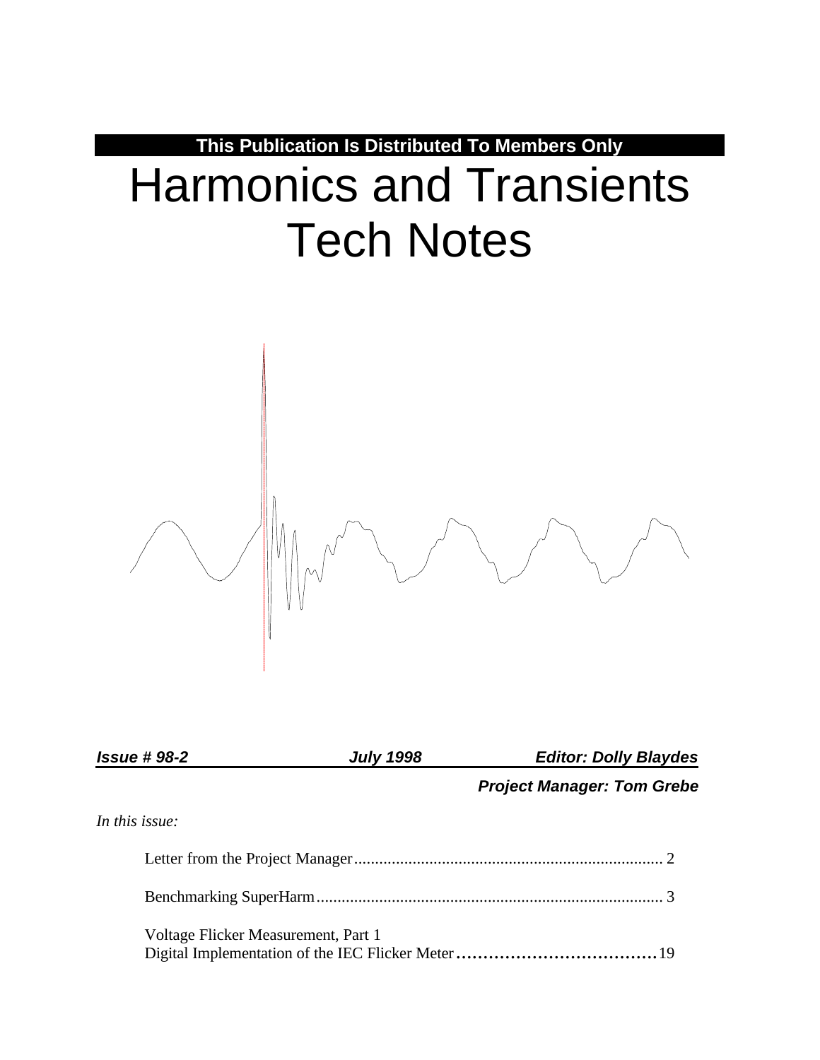**This Publication Is Distributed To Members Only**

# Harmonics and Transients Tech Notes

***Issue # 98-2*** ***July 1998*** ***Editor: Dolly Blaydes***

***Project Manager: Tom Grebe***

*In this issue:*

Letter from the Project Manager .......................................................................... 2

Benchmarking SuperHarm ................................................................................... 3

Voltage Flicker Measurement, Part 1
Digital Implementation of the IEC Flicker Meter ...................................... 19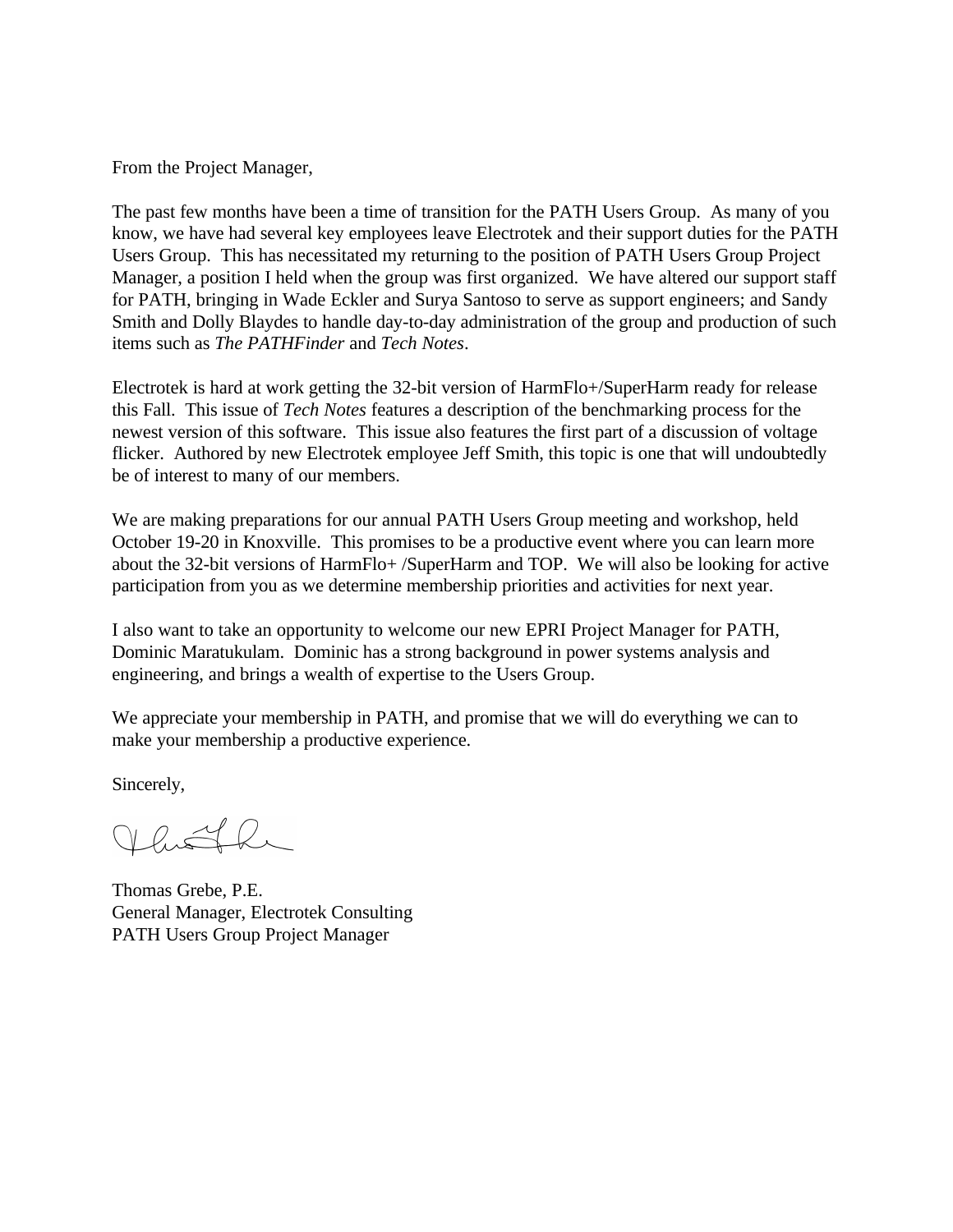From the Project Manager,

The past few months have been a time of transition for the PATH Users Group. As many of you know, we have had several key employees leave Electrotek and their support duties for the PATH Users Group. This has necessitated my returning to the position of PATH Users Group Project Manager, a position I held when the group was first organized. We have altered our support staff for PATH, bringing in Wade Eckler and Surya Santoso to serve as support engineers; and Sandy Smith and Dolly Blaydes to handle day-to-day administration of the group and production of such items such as *The PATHFinder* and *Tech Notes*.

Electrotek is hard at work getting the 32-bit version of HarmFlo+/SuperHarm ready for release this Fall. This issue of *Tech Notes* features a description of the benchmarking process for the newest version of this software. This issue also features the first part of a discussion of voltage flicker. Authored by new Electrotek employee Jeff Smith, this topic is one that will undoubtedly be of interest to many of our members.

We are making preparations for our annual PATH Users Group meeting and workshop, held October 19-20 in Knoxville. This promises to be a productive event where you can learn more about the 32-bit versions of HarmFlo+ /SuperHarm and TOP. We will also be looking for active participation from you as we determine membership priorities and activities for next year.

I also want to take an opportunity to welcome our new EPRI Project Manager for PATH, Dominic Maratukulam. Dominic has a strong background in power systems analysis and engineering, and brings a wealth of expertise to the Users Group.

We appreciate your membership in PATH, and promise that we will do everything we can to make your membership a productive experience.

Sincerely,

Thomas Grebe, P.E.
General Manager, Electrotek Consulting
PATH Users Group Project Manager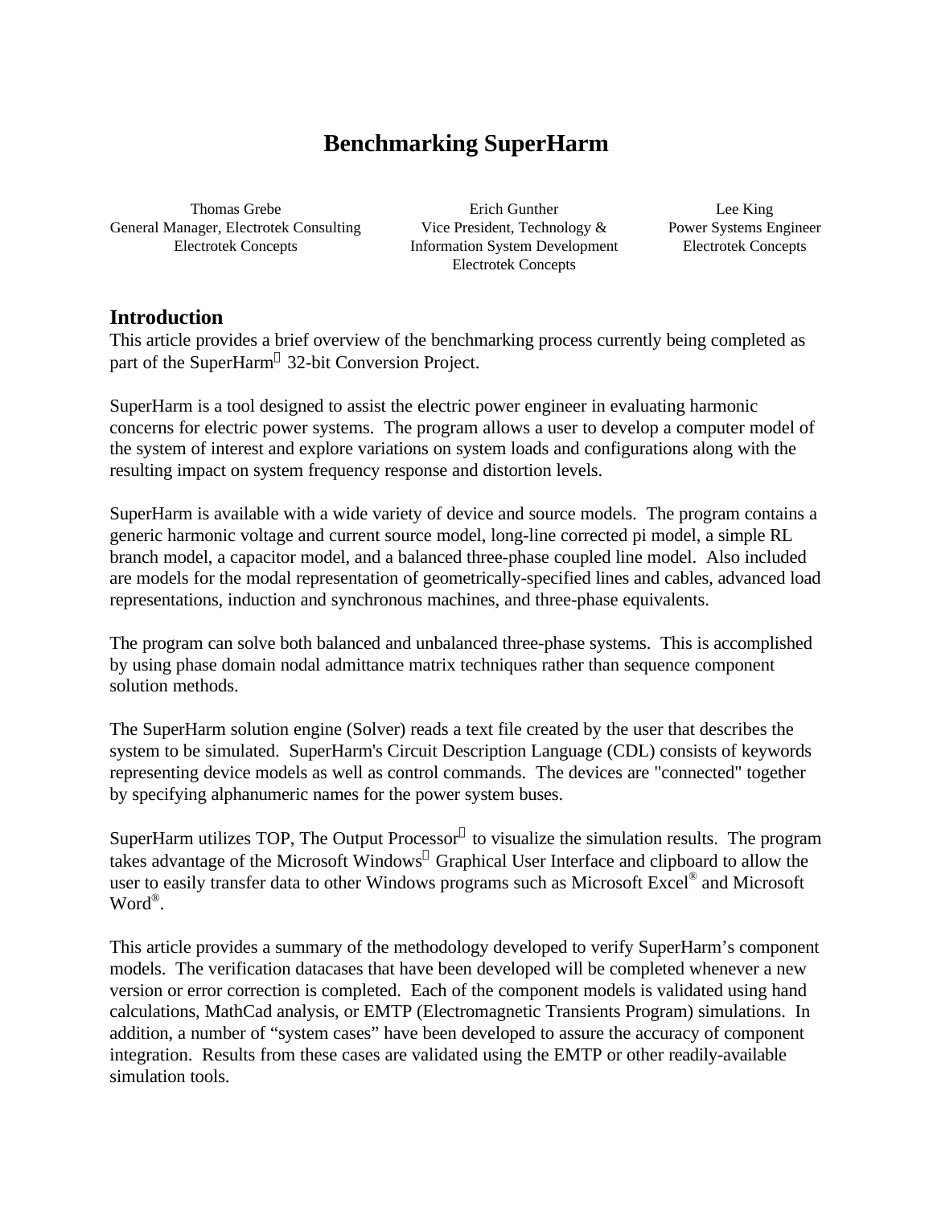# Benchmarking SuperHarm

Thomas Grebe
General Manager, Electrotek Consulting
Electrotek Concepts

Erich Gunther
Vice President, Technology & Information System Development
Electrotek Concepts

Lee King
Power Systems Engineer
Electrotek Concepts

## Introduction

This article provides a brief overview of the benchmarking process currently being completed as part of the SuperHarm™ 32-bit Conversion Project.

SuperHarm is a tool designed to assist the electric power engineer in evaluating harmonic concerns for electric power systems. The program allows a user to develop a computer model of the system of interest and explore variations on system loads and configurations along with the resulting impact on system frequency response and distortion levels.

SuperHarm is available with a wide variety of device and source models. The program contains a generic harmonic voltage and current source model, long-line corrected pi model, a simple RL branch model, a capacitor model, and a balanced three-phase coupled line model. Also included are models for the modal representation of geometrically-specified lines and cables, advanced load representations, induction and synchronous machines, and three-phase equivalents.

The program can solve both balanced and unbalanced three-phase systems. This is accomplished by using phase domain nodal admittance matrix techniques rather than sequence component solution methods.

The SuperHarm solution engine (Solver) reads a text file created by the user that describes the system to be simulated. SuperHarm's Circuit Description Language (CDL) consists of keywords representing device models as well as control commands. The devices are "connected" together by specifying alphanumeric names for the power system buses.

SuperHarm utilizes TOP, The Output Processor™ to visualize the simulation results. The program takes advantage of the Microsoft Windows™ Graphical User Interface and clipboard to allow the user to easily transfer data to other Windows programs such as Microsoft Excel® and Microsoft Word®.

This article provides a summary of the methodology developed to verify SuperHarm's component models. The verification datacases that have been developed will be completed whenever a new version or error correction is completed. Each of the component models is validated using hand calculations, MathCad analysis, or EMTP (Electromagnetic Transients Program) simulations. In addition, a number of "system cases" have been developed to assure the accuracy of component integration. Results from these cases are validated using the EMTP or other readily-available simulation tools.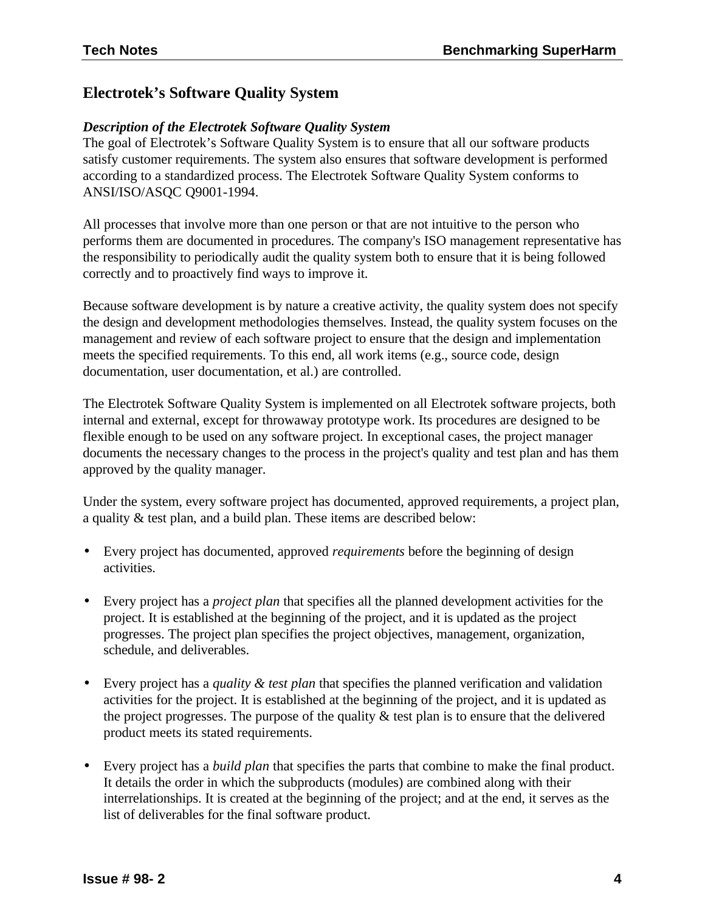## Electrotek's Software Quality System

***Description of the Electrotek Software Quality System***

The goal of Electrotek's Software Quality System is to ensure that all our software products satisfy customer requirements. The system also ensures that software development is performed according to a standardized process. The Electrotek Software Quality System conforms to ANSI/ISO/ASQC Q9001-1994.

All processes that involve more than one person or that are not intuitive to the person who performs them are documented in procedures. The company's ISO management representative has the responsibility to periodically audit the quality system both to ensure that it is being followed correctly and to proactively find ways to improve it.

Because software development is by nature a creative activity, the quality system does not specify the design and development methodologies themselves. Instead, the quality system focuses on the management and review of each software project to ensure that the design and implementation meets the specified requirements. To this end, all work items (e.g., source code, design documentation, user documentation, et al.) are controlled.

The Electrotek Software Quality System is implemented on all Electrotek software projects, both internal and external, except for throwaway prototype work. Its procedures are designed to be flexible enough to be used on any software project. In exceptional cases, the project manager documents the necessary changes to the process in the project's quality and test plan and has them approved by the quality manager.

Under the system, every software project has documented, approved requirements, a project plan, a quality & test plan, and a build plan. These items are described below:

- Every project has documented, approved *requirements* before the beginning of design activities.

- Every project has a *project plan* that specifies all the planned development activities for the project. It is established at the beginning of the project, and it is updated as the project progresses. The project plan specifies the project objectives, management, organization, schedule, and deliverables.

- Every project has a *quality & test plan* that specifies the planned verification and validation activities for the project. It is established at the beginning of the project, and it is updated as the project progresses. The purpose of the quality & test plan is to ensure that the delivered product meets its stated requirements.

- Every project has a *build plan* that specifies the parts that combine to make the final product. It details the order in which the subproducts (modules) are combined along with their interrelationships. It is created at the beginning of the project; and at the end, it serves as the list of deliverables for the final software product.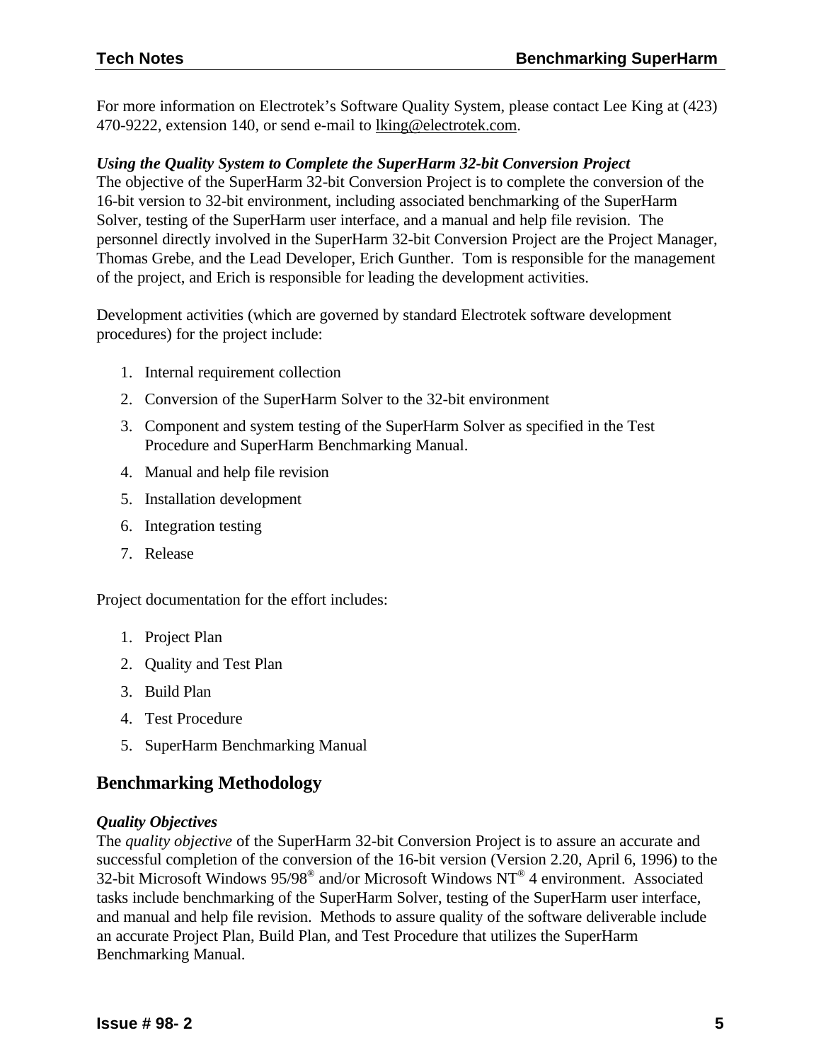For more information on Electrotek's Software Quality System, please contact Lee King at (423) 470-9222, extension 140, or send e-mail to lking@electrotek.com.

***Using the Quality System to Complete the SuperHarm 32-bit Conversion Project***

The objective of the SuperHarm 32-bit Conversion Project is to complete the conversion of the 16-bit version to 32-bit environment, including associated benchmarking of the SuperHarm Solver, testing of the SuperHarm user interface, and a manual and help file revision. The personnel directly involved in the SuperHarm 32-bit Conversion Project are the Project Manager, Thomas Grebe, and the Lead Developer, Erich Gunther. Tom is responsible for the management of the project, and Erich is responsible for leading the development activities.

Development activities (which are governed by standard Electrotek software development procedures) for the project include:

1. Internal requirement collection
2. Conversion of the SuperHarm Solver to the 32-bit environment
3. Component and system testing of the SuperHarm Solver as specified in the Test Procedure and SuperHarm Benchmarking Manual.
4. Manual and help file revision
5. Installation development
6. Integration testing
7. Release

Project documentation for the effort includes:

1. Project Plan
2. Quality and Test Plan
3. Build Plan
4. Test Procedure
5. SuperHarm Benchmarking Manual

## Benchmarking Methodology

***Quality Objectives***

The *quality objective* of the SuperHarm 32-bit Conversion Project is to assure an accurate and successful completion of the conversion of the 16-bit version (Version 2.20, April 6, 1996) to the 32-bit Microsoft Windows 95/98® and/or Microsoft Windows NT® 4 environment. Associated tasks include benchmarking of the SuperHarm Solver, testing of the SuperHarm user interface, and manual and help file revision. Methods to assure quality of the software deliverable include an accurate Project Plan, Build Plan, and Test Procedure that utilizes the SuperHarm Benchmarking Manual.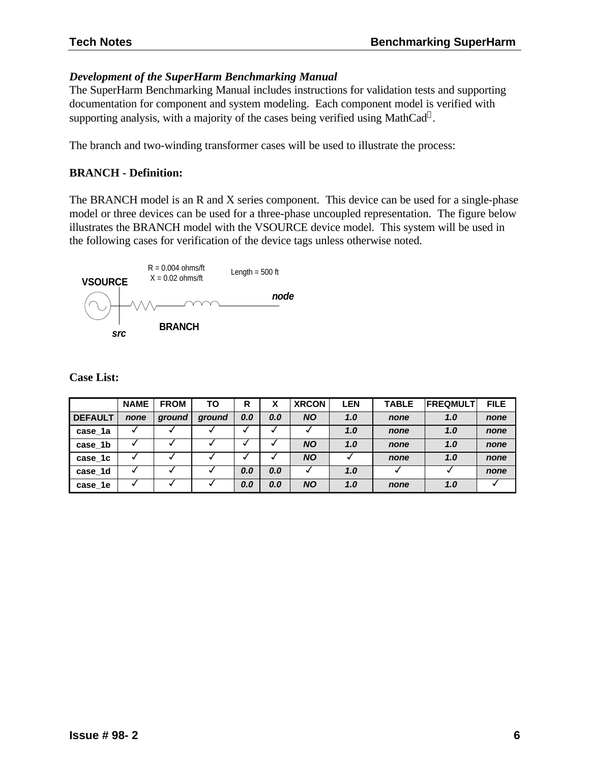***Development of the SuperHarm Benchmarking Manual***

The SuperHarm Benchmarking Manual includes instructions for validation tests and supporting documentation for component and system modeling. Each component model is verified with supporting analysis, with a majority of the cases being verified using MathCad®.

The branch and two-winding transformer cases will be used to illustrate the process:

**BRANCH - Definition:**

The BRANCH model is an R and X series component. This device can be used for a single-phase model or three devices can be used for a three-phase uncoupled representation. The figure below illustrates the BRANCH model with the VSOURCE device model. This system will be used in the following cases for verification of the device tags unless otherwise noted.

VSOURCE — R = 0.004 ohms/ft, X = 0.02 ohms/ft — Length = 500 ft — *node*

*src* — BRANCH

**Case List:**

| | NAME | FROM | TO | R | X | XRCON | LEN | TABLE | FREQMULT | FILE |
|---|---|---|---|---|---|---|---|---|---|---|
| DEFAULT | *none* | *ground* | *ground* | *0.0* | *0.0* | *NO* | *1.0* | *none* | *1.0* | *none* |
| case_1a | ✓ | ✓ | ✓ | ✓ | ✓ | ✓ | *1.0* | *none* | *1.0* | *none* |
| case_1b | ✓ | ✓ | ✓ | ✓ | ✓ | *NO* | *1.0* | *none* | *1.0* | *none* |
| case_1c | ✓ | ✓ | ✓ | ✓ | ✓ | *NO* | ✓ | *none* | *1.0* | *none* |
| case_1d | ✓ | ✓ | ✓ | *0.0* | *0.0* | ✓ | *1.0* | ✓ | ✓ | *none* |
| case_1e | ✓ | ✓ | ✓ | *0.0* | *0.0* | *NO* | *1.0* | *none* | *1.0* | ✓ |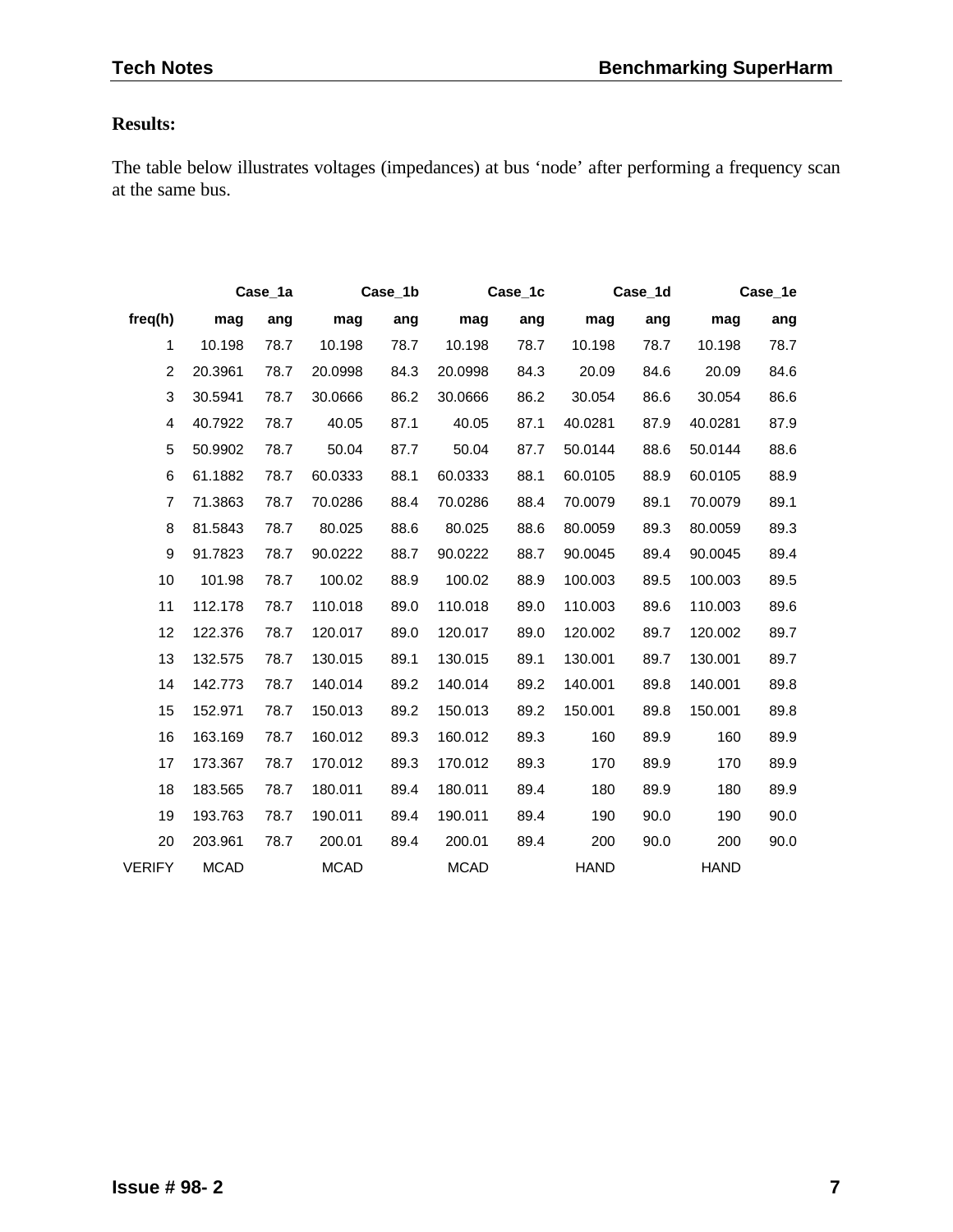**Results:**

The table below illustrates voltages (impedances) at bus 'node' after performing a frequency scan at the same bus.

| | Case_1a | | Case_1b | | Case_1c | | Case_1d | | Case_1e | |
|---|---|---|---|---|---|---|---|---|---|---|
| freq(h) | mag | ang | mag | ang | mag | ang | mag | ang | mag | ang |
| 1 | 10.198 | 78.7 | 10.198 | 78.7 | 10.198 | 78.7 | 10.198 | 78.7 | 10.198 | 78.7 |
| 2 | 20.3961 | 78.7 | 20.0998 | 84.3 | 20.0998 | 84.3 | 20.09 | 84.6 | 20.09 | 84.6 |
| 3 | 30.5941 | 78.7 | 30.0666 | 86.2 | 30.0666 | 86.2 | 30.054 | 86.6 | 30.054 | 86.6 |
| 4 | 40.7922 | 78.7 | 40.05 | 87.1 | 40.05 | 87.1 | 40.0281 | 87.9 | 40.0281 | 87.9 |
| 5 | 50.9902 | 78.7 | 50.04 | 87.7 | 50.04 | 87.7 | 50.0144 | 88.6 | 50.0144 | 88.6 |
| 6 | 61.1882 | 78.7 | 60.0333 | 88.1 | 60.0333 | 88.1 | 60.0105 | 88.9 | 60.0105 | 88.9 |
| 7 | 71.3863 | 78.7 | 70.0286 | 88.4 | 70.0286 | 88.4 | 70.0079 | 89.1 | 70.0079 | 89.1 |
| 8 | 81.5843 | 78.7 | 80.025 | 88.6 | 80.025 | 88.6 | 80.0059 | 89.3 | 80.0059 | 89.3 |
| 9 | 91.7823 | 78.7 | 90.0222 | 88.7 | 90.0222 | 88.7 | 90.0045 | 89.4 | 90.0045 | 89.4 |
| 10 | 101.98 | 78.7 | 100.02 | 88.9 | 100.02 | 88.9 | 100.003 | 89.5 | 100.003 | 89.5 |
| 11 | 112.178 | 78.7 | 110.018 | 89.0 | 110.018 | 89.0 | 110.003 | 89.6 | 110.003 | 89.6 |
| 12 | 122.376 | 78.7 | 120.017 | 89.0 | 120.017 | 89.0 | 120.002 | 89.7 | 120.002 | 89.7 |
| 13 | 132.575 | 78.7 | 130.015 | 89.1 | 130.015 | 89.1 | 130.001 | 89.7 | 130.001 | 89.7 |
| 14 | 142.773 | 78.7 | 140.014 | 89.2 | 140.014 | 89.2 | 140.001 | 89.8 | 140.001 | 89.8 |
| 15 | 152.971 | 78.7 | 150.013 | 89.2 | 150.013 | 89.2 | 150.001 | 89.8 | 150.001 | 89.8 |
| 16 | 163.169 | 78.7 | 160.012 | 89.3 | 160.012 | 89.3 | 160 | 89.9 | 160 | 89.9 |
| 17 | 173.367 | 78.7 | 170.012 | 89.3 | 170.012 | 89.3 | 170 | 89.9 | 170 | 89.9 |
| 18 | 183.565 | 78.7 | 180.011 | 89.4 | 180.011 | 89.4 | 180 | 89.9 | 180 | 89.9 |
| 19 | 193.763 | 78.7 | 190.011 | 89.4 | 190.011 | 89.4 | 190 | 90.0 | 190 | 90.0 |
| 20 | 203.961 | 78.7 | 200.01 | 89.4 | 200.01 | 89.4 | 200 | 90.0 | 200 | 90.0 |
| VERIFY | MCAD | | MCAD | | MCAD | | HAND | | HAND | |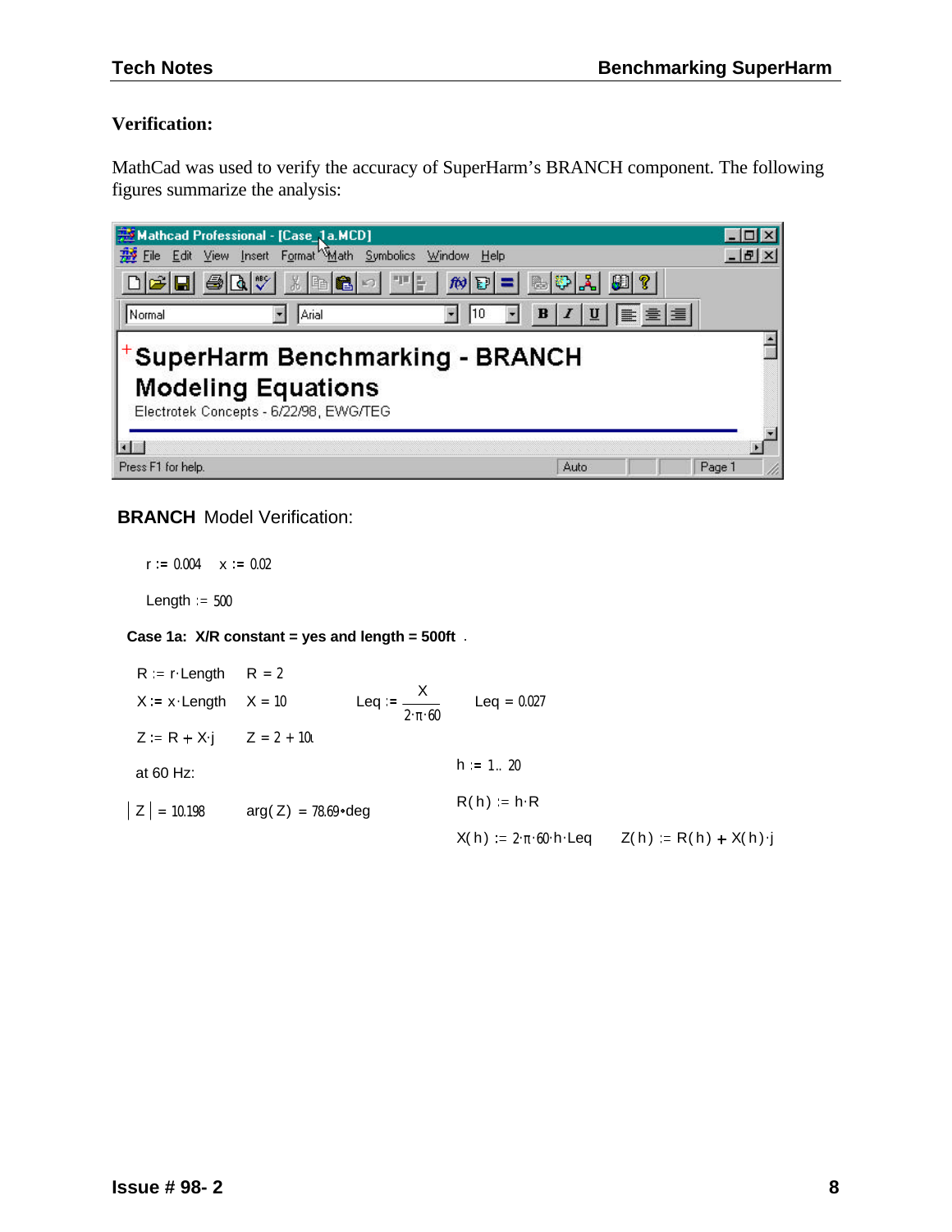**Verification:**

MathCad was used to verify the accuracy of SuperHarm's BRANCH component. The following figures summarize the analysis:

Mathcad Professional - [Case_1a.MCD]

**SuperHarm Benchmarking - BRANCH Modeling Equations**

Electrotek Concepts - 6/22/98, EWG/TEG

**BRANCH** Model Verification:

$r := 0.004 \quad x := 0.02$

$Length := 500$

**Case 1a: X/R constant = yes and length = 500ft**.

$R := r \cdot Length \quad R = 2$

$X := x \cdot Length \quad X = 10 \qquad Leq := \dfrac{X}{2 \cdot \pi \cdot 60} \qquad Leq = 0.027$

$Z := R + X \cdot j \quad Z = 2 + 10i$

at 60 Hz: $\qquad h := 1..20$

$|Z| = 10.198 \qquad arg(Z) = 78.69 \cdot deg \qquad R(h) := h \cdot R$

$X(h) := 2 \cdot \pi \cdot 60 \cdot h \cdot Leq \qquad Z(h) := R(h) + X(h) \cdot j$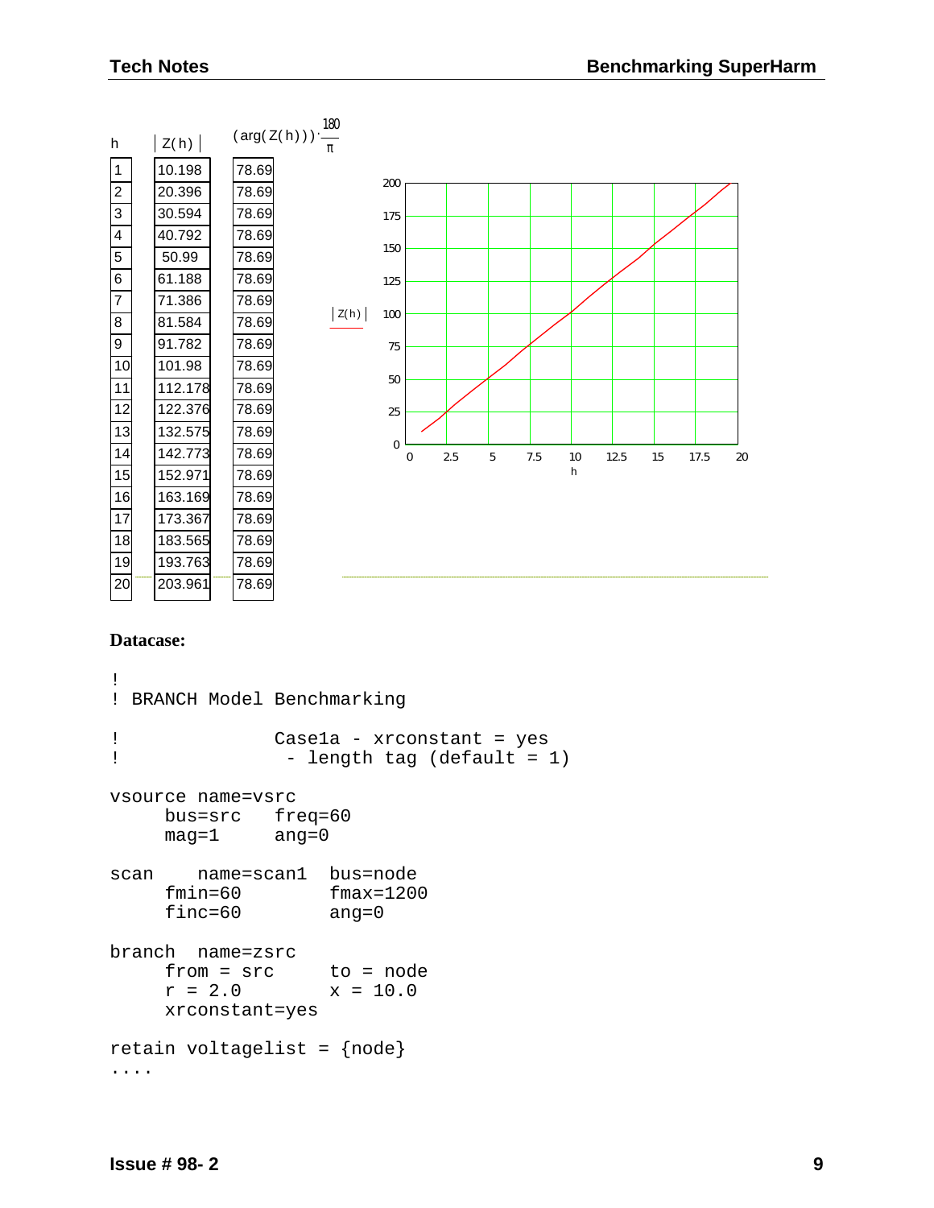| h | $\|Z(h)\|$ | $(\arg(Z(h)))\cdot\frac{180}{\pi}$ |
|---|---|---|
| 1 | 10.198 | 78.69 |
| 2 | 20.396 | 78.69 |
| 3 | 30.594 | 78.69 |
| 4 | 40.792 | 78.69 |
| 5 | 50.99 | 78.69 |
| 6 | 61.188 | 78.69 |
| 7 | 71.386 | 78.69 |
| 8 | 81.584 | 78.69 |
| 9 | 91.782 | 78.69 |
| 10 | 101.98 | 78.69 |
| 11 | 112.178 | 78.69 |
| 12 | 122.376 | 78.69 |
| 13 | 132.575 | 78.69 |
| 14 | 142.773 | 78.69 |
| 15 | 152.971 | 78.69 |
| 16 | 163.169 | 78.69 |
| 17 | 173.367 | 78.69 |
| 18 | 183.565 | 78.69 |
| 19 | 193.763 | 78.69 |
| 20 | 203.961 | 78.69 |

**Datacase:**

```
!
! BRANCH Model Benchmarking

!               Case1a - xrconstant = yes
!                - length tag (default = 1)

vsource name=vsrc
     bus=src    freq=60
     mag=1      ang=0

scan     name=scan1  bus=node
     fmin=60         fmax=1200
     finc=60         ang=0

branch   name=zsrc
     from = src      to = node
     r = 2.0         x = 10.0
     xrconstant=yes

retain voltagelist = {node}
....
```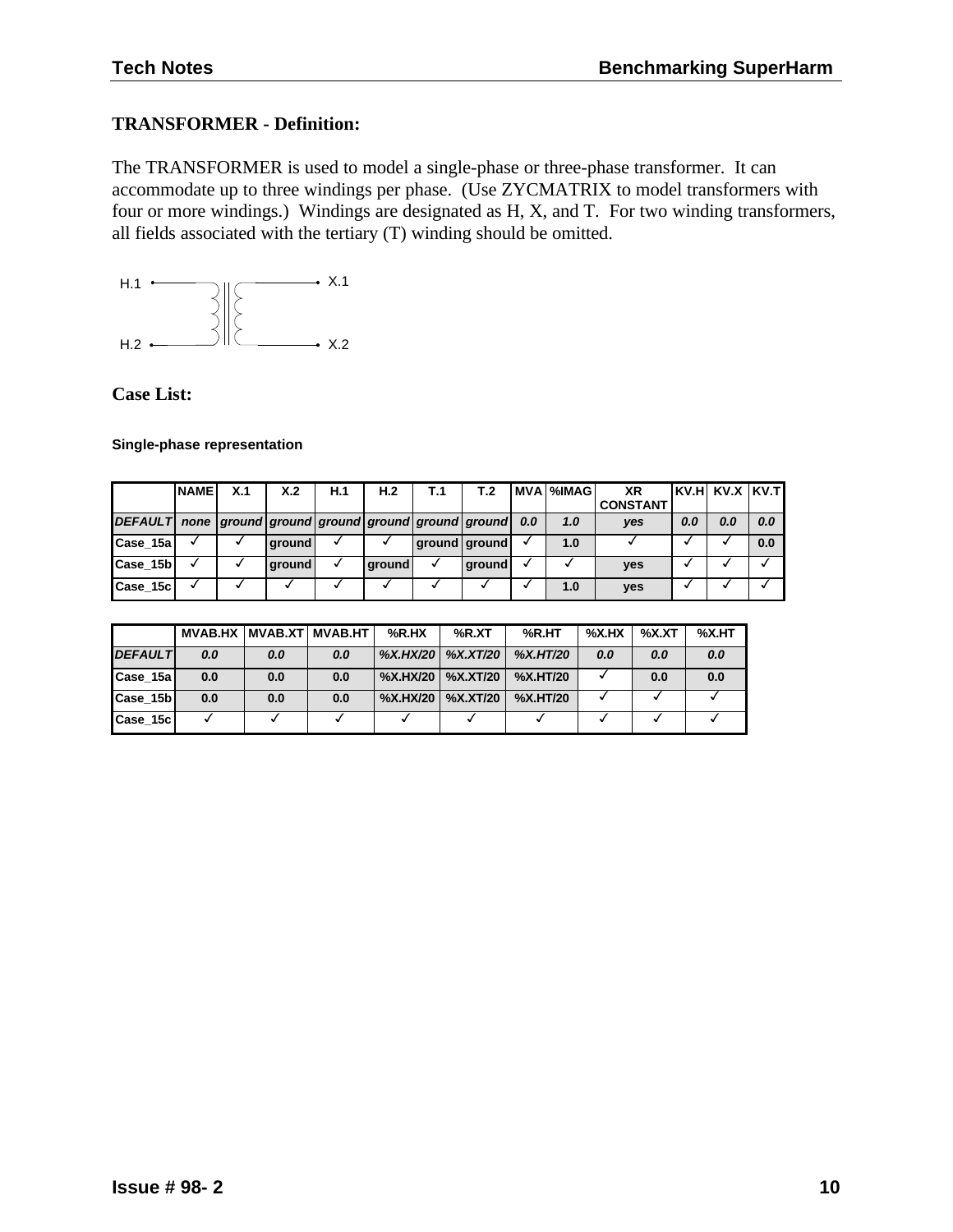**TRANSFORMER - Definition:**

The TRANSFORMER is used to model a single-phase or three-phase transformer. It can accommodate up to three windings per phase. (Use ZYCMATRIX to model transformers with four or more windings.) Windings are designated as H, X, and T. For two winding transformers, all fields associated with the tertiary (T) winding should be omitted.

H.1 — X.1
H.2 — X.2

**Case List:**

**Single-phase representation**

| | NAME | X.1 | X.2 | H.1 | H.2 | T.1 | T.2 | MVA | %IMAG | XR CONSTANT | KV.H | KV.X | KV.T |
|---|---|---|---|---|---|---|---|---|---|---|---|---|---|
| *DEFAULT* | *none* | *ground* | *ground* | *ground* | *ground* | *ground* | *ground* | *0.0* | *1.0* | *yes* | *0.0* | *0.0* | *0.0* |
| Case_15a | ✓ | ✓ | ground | ✓ | ✓ | ground | ground | ✓ | 1.0 | ✓ | ✓ | ✓ | 0.0 |
| Case_15b | ✓ | ✓ | ground | ✓ | ground | ✓ | ground | ✓ | ✓ | yes | ✓ | ✓ | ✓ |
| Case_15c | ✓ | ✓ | ✓ | ✓ | ✓ | ✓ | ✓ | ✓ | 1.0 | yes | ✓ | ✓ | ✓ |

| | MVAB.HX | MVAB.XT | MVAB.HT | %R.HX | %R.XT | %R.HT | %X.HX | %X.XT | %X.HT |
|---|---|---|---|---|---|---|---|---|---|
| *DEFAULT* | *0.0* | *0.0* | *0.0* | *%X.HX/20* | *%X.XT/20* | *%X.HT/20* | *0.0* | *0.0* | *0.0* |
| Case_15a | 0.0 | 0.0 | 0.0 | %X.HX/20 | %X.XT/20 | %X.HT/20 | ✓ | 0.0 | 0.0 |
| Case_15b | 0.0 | 0.0 | 0.0 | %X.HX/20 | %X.XT/20 | %X.HT/20 | ✓ | ✓ | ✓ |
| Case_15c | ✓ | ✓ | ✓ | ✓ | ✓ | ✓ | ✓ | ✓ | ✓ |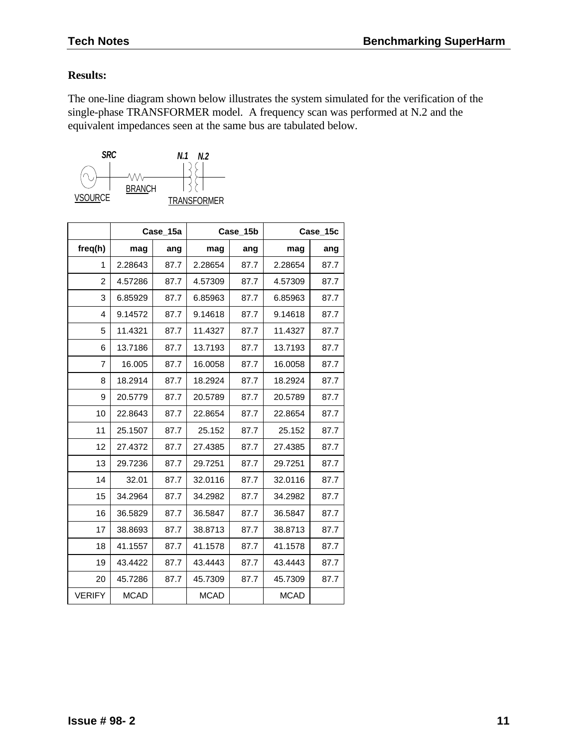**Results:**

The one-line diagram shown below illustrates the system simulated for the verification of the single-phase TRANSFORMER model. A frequency scan was performed at N.2 and the equivalent impedances seen at the same bus are tabulated below.

SRC N.1 N.2

VSOURCE BRANCH TRANSFORMER

| | Case_15a | | Case_15b | | Case_15c | |
|---|---|---|---|---|---|---|
| freq(h) | mag | ang | mag | ang | mag | ang |
| 1 | 2.28643 | 87.7 | 2.28654 | 87.7 | 2.28654 | 87.7 |
| 2 | 4.57286 | 87.7 | 4.57309 | 87.7 | 4.57309 | 87.7 |
| 3 | 6.85929 | 87.7 | 6.85963 | 87.7 | 6.85963 | 87.7 |
| 4 | 9.14572 | 87.7 | 9.14618 | 87.7 | 9.14618 | 87.7 |
| 5 | 11.4321 | 87.7 | 11.4327 | 87.7 | 11.4327 | 87.7 |
| 6 | 13.7186 | 87.7 | 13.7193 | 87.7 | 13.7193 | 87.7 |
| 7 | 16.005 | 87.7 | 16.0058 | 87.7 | 16.0058 | 87.7 |
| 8 | 18.2914 | 87.7 | 18.2924 | 87.7 | 18.2924 | 87.7 |
| 9 | 20.5779 | 87.7 | 20.5789 | 87.7 | 20.5789 | 87.7 |
| 10 | 22.8643 | 87.7 | 22.8654 | 87.7 | 22.8654 | 87.7 |
| 11 | 25.1507 | 87.7 | 25.152 | 87.7 | 25.152 | 87.7 |
| 12 | 27.4372 | 87.7 | 27.4385 | 87.7 | 27.4385 | 87.7 |
| 13 | 29.7236 | 87.7 | 29.7251 | 87.7 | 29.7251 | 87.7 |
| 14 | 32.01 | 87.7 | 32.0116 | 87.7 | 32.0116 | 87.7 |
| 15 | 34.2964 | 87.7 | 34.2982 | 87.7 | 34.2982 | 87.7 |
| 16 | 36.5829 | 87.7 | 36.5847 | 87.7 | 36.5847 | 87.7 |
| 17 | 38.8693 | 87.7 | 38.8713 | 87.7 | 38.8713 | 87.7 |
| 18 | 41.1557 | 87.7 | 41.1578 | 87.7 | 41.1578 | 87.7 |
| 19 | 43.4422 | 87.7 | 43.4443 | 87.7 | 43.4443 | 87.7 |
| 20 | 45.7286 | 87.7 | 45.7309 | 87.7 | 45.7309 | 87.7 |
| VERIFY | MCAD | | MCAD | | MCAD | |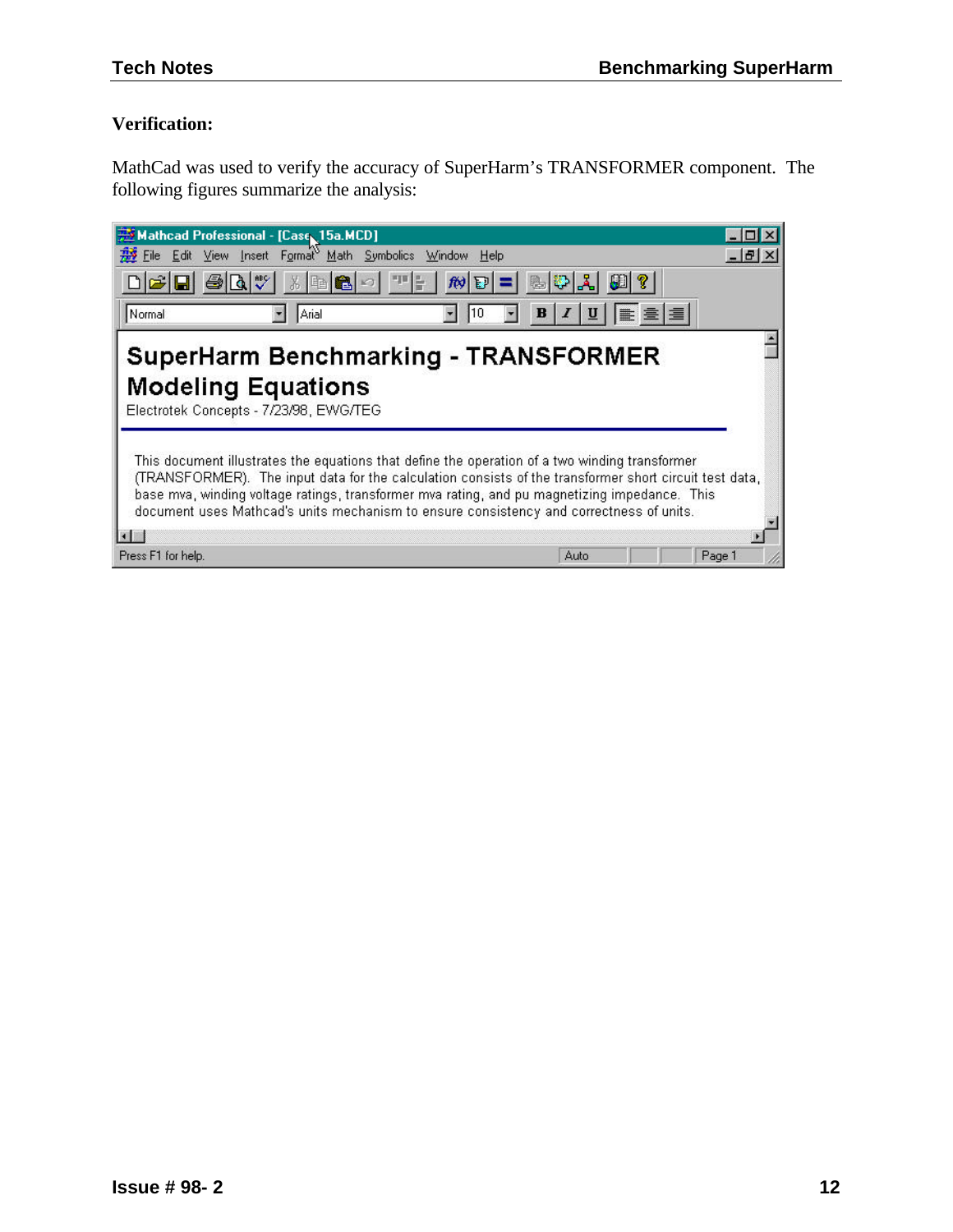**Verification:**

MathCad was used to verify the accuracy of SuperHarm's TRANSFORMER component. The following figures summarize the analysis:

Mathcad Professional - [Case 15a.MCD]

# SuperHarm Benchmarking - TRANSFORMER Modeling Equations

Electrotek Concepts - 7/23/98, EWG/TEG

This document illustrates the equations that define the operation of a two winding transformer (TRANSFORMER). The input data for the calculation consists of the transformer short circuit test data, base mva, winding voltage ratings, transformer mva rating, and pu magnetizing impedance. This document uses Mathcad's units mechanism to ensure consistency and correctness of units.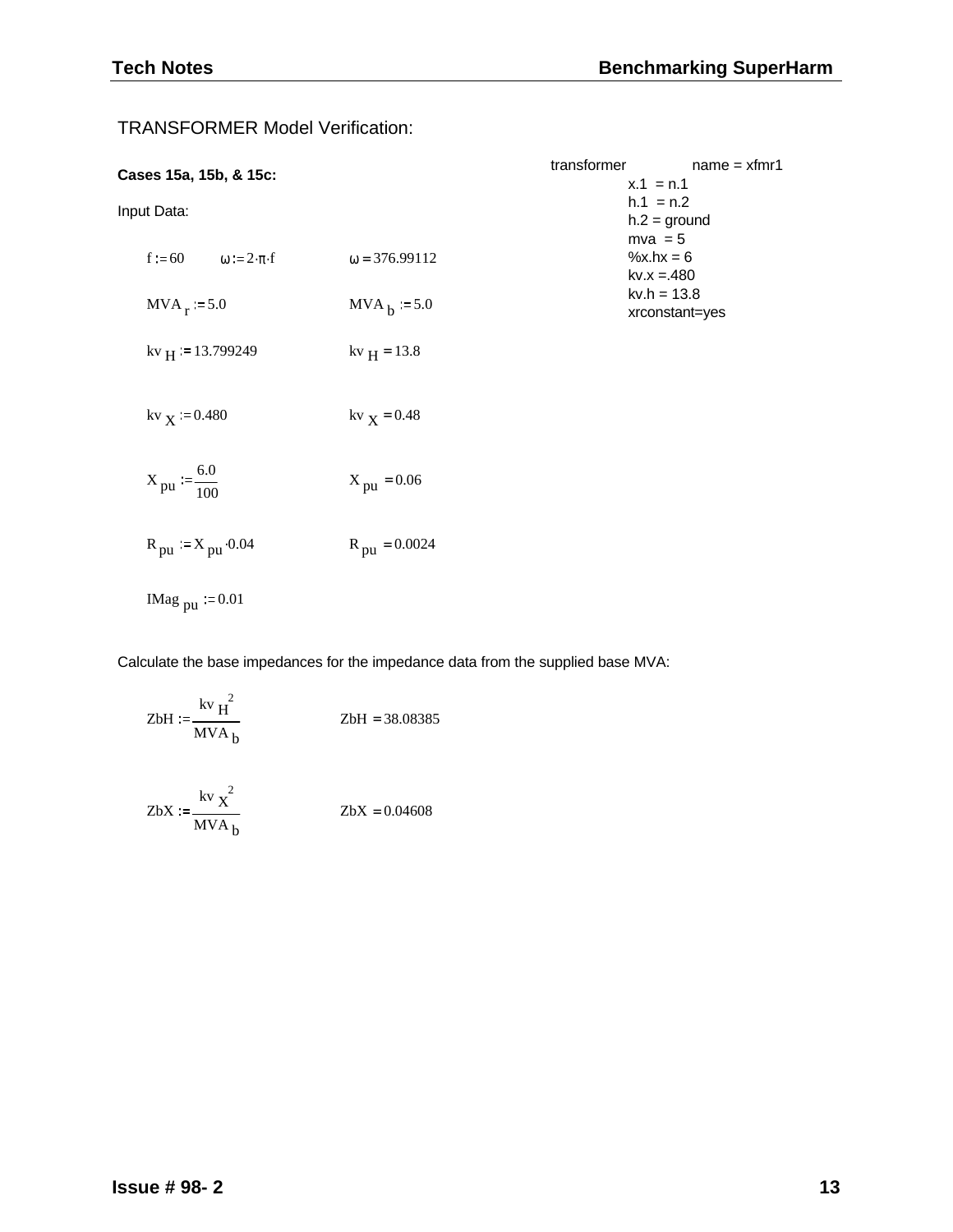## TRANSFORMER Model Verification:

**Cases 15a, 15b, & 15c:**

Input Data:

$f := 60 \qquad \omega := 2 \cdot \pi \cdot f \qquad \omega = 376.99112$

$MVA_r := 5.0 \qquad MVA_b := 5.0$

$kv_H := 13.799249 \qquad kv_H = 13.8$

$kv_X := 0.480 \qquad kv_X = 0.48$

$X_{pu} := \frac{6.0}{100} \qquad X_{pu} = 0.06$

$R_{pu} := X_{pu} \cdot 0.04 \qquad R_{pu} = 0.0024$

$IMag_{pu} := 0.01$

```
transformer        name = xfmr1
        x.1  = n.1
        h.1  = n.2
        h.2 = ground
        mva  = 5
        %x.hx = 6
        kv.x =.480
        kv.h = 13.8
        xrconstant=yes
```

Calculate the base impedances for the impedance data from the supplied base MVA:

$ZbH := \frac{kv_H^{\,2}}{MVA_b} \qquad ZbH = 38.08385$

$ZbX := \frac{kv_X^{\,2}}{MVA_b} \qquad ZbX = 0.04608$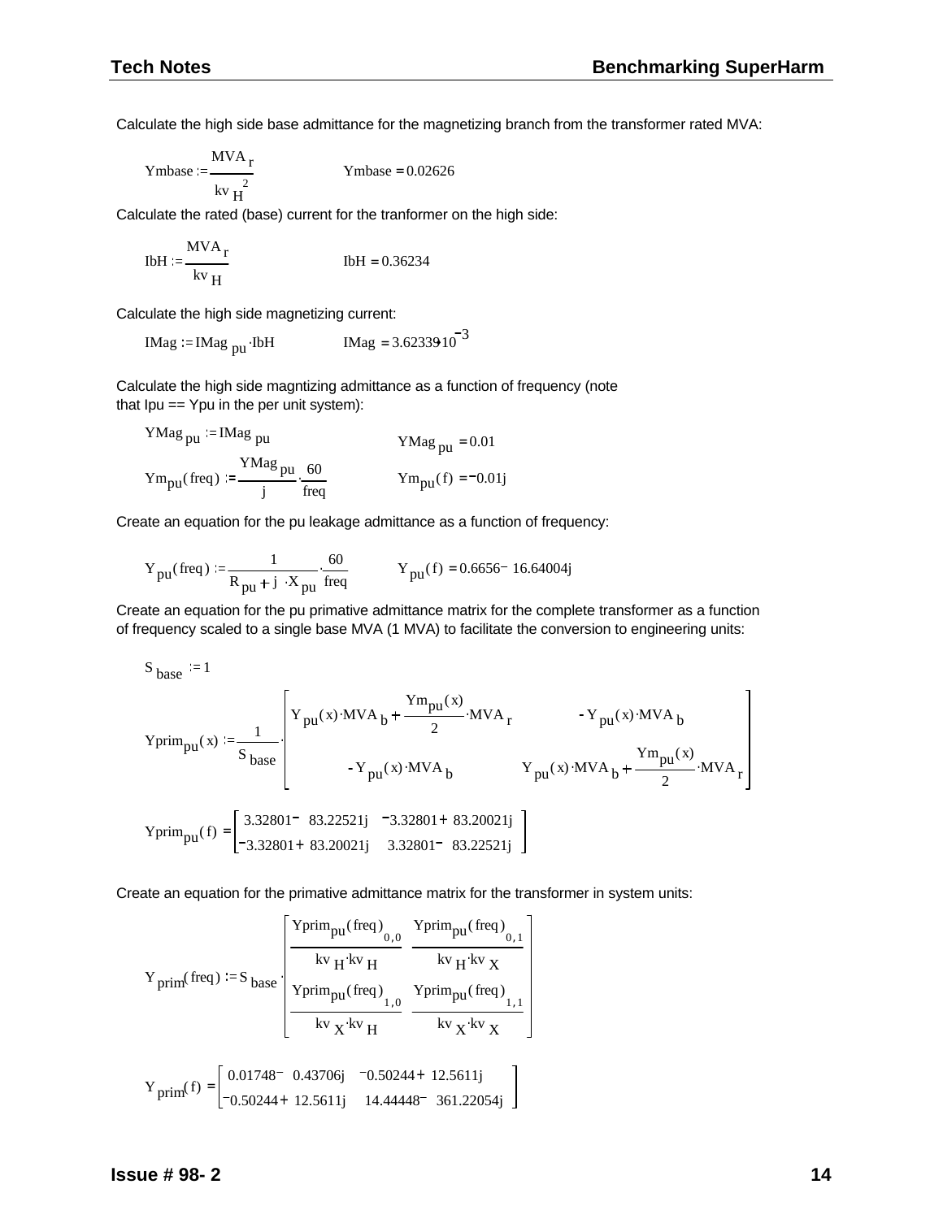Calculate the high side base admittance for the magnetizing branch from the transformer rated MVA:

$$Ymbase := \frac{MVA_r}{kv_H^2} \qquad Ymbase = 0.02626$$

Calculate the rated (base) current for the tranformer on the high side:

$$IbH := \frac{MVA_r}{kv_H} \qquad IbH = 0.36234$$

Calculate the high side magnetizing current:

$$IMag := IMag_{pu} \cdot IbH \qquad IMag = 3.62339 \cdot 10^{-3}$$

Calculate the high side magntizing admittance as a function of frequency (note that Ipu == Ypu in the per unit system):

$$YMag_{pu} := IMag_{pu} \qquad YMag_{pu} = 0.01$$

$$Ym_{pu}(freq) := \frac{YMag_{pu}}{j} \cdot \frac{60}{freq} \qquad Ym_{pu}(f) = -0.01j$$

Create an equation for the pu leakage admittance as a function of frequency:

$$Y_{pu}(freq) := \frac{1}{R_{pu} + j \cdot X_{pu}} \cdot \frac{60}{freq} \qquad Y_{pu}(f) = 0.6656 - 16.64004j$$

Create an equation for the pu primative admittance matrix for the complete transformer as a function of frequency scaled to a single base MVA (1 MVA) to facilitate the conversion to engineering units:

$$S_{base} := 1$$

$$Yprim_{pu}(x) := \frac{1}{S_{base}} \cdot \begin{bmatrix} Y_{pu}(x) \cdot MVA_b + \frac{Ym_{pu}(x)}{2} \cdot MVA_r & -Y_{pu}(x) \cdot MVA_b \\ -Y_{pu}(x) \cdot MVA_b & Y_{pu}(x) \cdot MVA_b + \frac{Ym_{pu}(x)}{2} \cdot MVA_r \end{bmatrix}$$

$$Yprim_{pu}(f) = \begin{bmatrix} 3.32801 - 83.22521j & -3.32801 + 83.20021j \\ -3.32801 + 83.20021j & 3.32801 - 83.22521j \end{bmatrix}$$

Create an equation for the primative admittance matrix for the transformer in system units:

$$Y_{prim}(freq) := S_{base} \cdot \begin{bmatrix} \frac{Yprim_{pu}(freq)_{0,0}}{kv_H \cdot kv_H} & \frac{Yprim_{pu}(freq)_{0,1}}{kv_H \cdot kv_X} \\ \frac{Yprim_{pu}(freq)_{1,0}}{kv_X \cdot kv_H} & \frac{Yprim_{pu}(freq)_{1,1}}{kv_X \cdot kv_X} \end{bmatrix}$$

$$Y_{prim}(f) = \begin{bmatrix} 0.01748 - 0.43706j & -0.50244 + 12.5611j \\ -0.50244 + 12.5611j & 14.44448 - 361.22054j \end{bmatrix}$$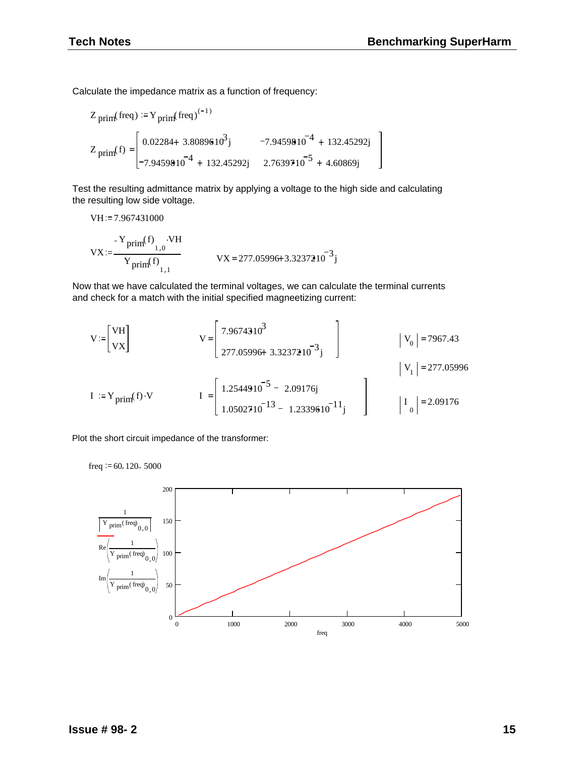Calculate the impedance matrix as a function of frequency:

$$Z_{prim}(freq) := Y_{prim}(freq)^{(-1)}$$

$$Z_{prim}(f) = \begin{bmatrix} 0.02284 + 3.80896 \cdot 10^{3} j & -7.94598 \cdot 10^{-4} + 132.45292j \\ -7.94598 \cdot 10^{-4} + 132.45292j & 2.76397 \cdot 10^{-5} + 4.60869j \end{bmatrix}$$

Test the resulting admittance matrix by applying a voltage to the high side and calculating the resulting low side voltage.

$$VH := 7.967431000$$

$$VX := \frac{-Y_{prim}(f)_{1,0} \cdot VH}{Y_{prim}(f)_{1,1}} \qquad VX = 277.05996 + 3.32372 \cdot 10^{-3} j$$

Now that we have calculated the terminal voltages, we can calculate the terminal currents and check for a match with the initial specified magneetizing current:

$$V := \begin{bmatrix} VH \\ VX \end{bmatrix} \qquad V = \begin{bmatrix} 7.96743 \cdot 10^{3} \\ 277.05996 + 3.32372 \cdot 10^{-3} j \end{bmatrix} \qquad |V_0| = 7967.43$$

$$|V_1| = 277.05996$$

$$I := Y_{prim}(f) \cdot V \qquad I = \begin{bmatrix} 1.25449 \cdot 10^{-5} - 2.09176j \\ 1.05027 \cdot 10^{-13} - 1.23396 \cdot 10^{-11} j \end{bmatrix} \qquad |I_0| = 2.09176$$

Plot the short circuit impedance of the transformer:

$$freq := 60, 120 .. 5000$$

Plot: y-axis traces $\left|\frac{1}{Y_{prim}(freq)_{0,0}}\right|$, $Re\left(\frac{1}{Y_{prim}(freq)_{0,0}}\right)$, $Im\left(\frac{1}{Y_{prim}(freq)_{0,0}}\right)$ (0 to 200); x-axis: freq (0 to 5000).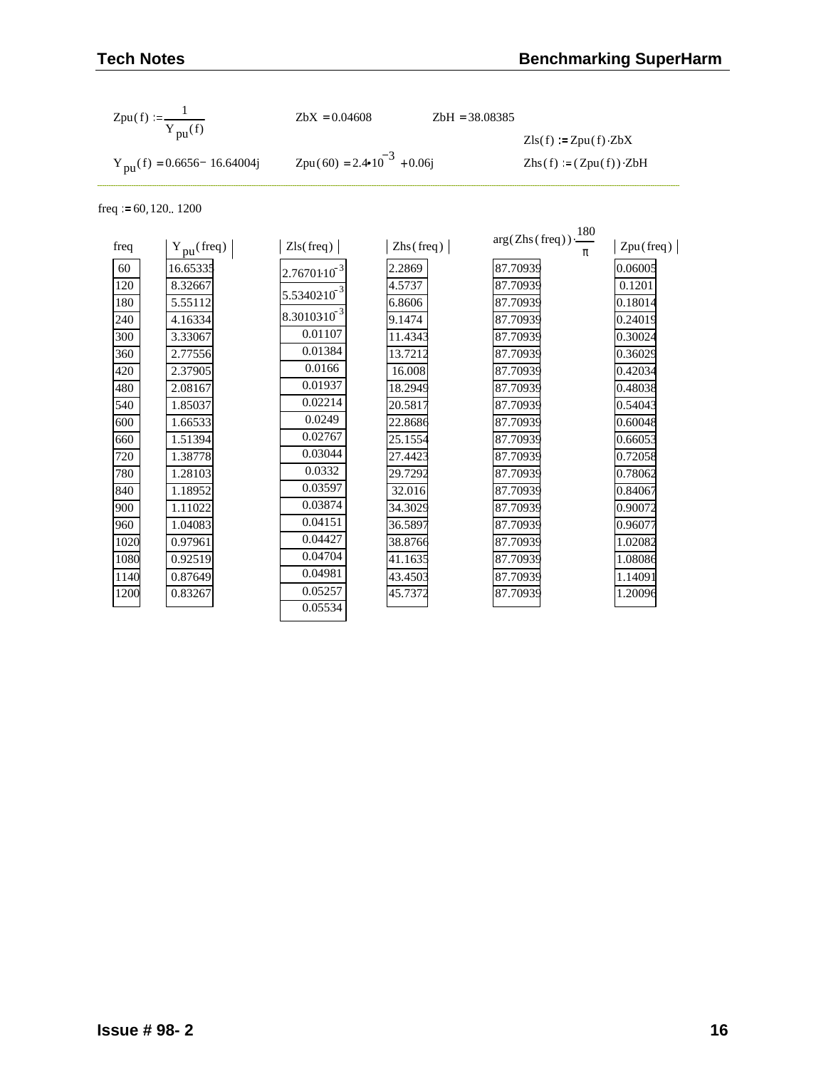$Zpu(f) := \frac{1}{Y_{pu}(f)}$ $ZbX = 0.04608$ $ZbH = 38.08385$

$Zls(f) := Zpu(f) \cdot ZbX$

$Y_{pu}(f) = 0.6656 - 16.64004j$ $Zpu(60) = 2.4 \cdot 10^{-3} + 0.06j$ $Zhs(f) := (Zpu(f)) \cdot ZbH$

---

$freq := 60, 120 .. 1200$

| freq | $\left\| Y_{pu}(freq) \right\|$ | $\left\| Zls(freq) \right\|$ | $\left\| Zhs(freq) \right\|$ | $\arg(Zhs(freq)) \cdot \frac{180}{\pi}$ | $\left\| Zpu(freq) \right\|$ |
|---|---|---|---|---|---|
| 60 | 16.65335 | $2.76701 \cdot 10^{-3}$ | 2.2869 | 87.70939 | 0.06005 |
| 120 | 8.32667 | $5.53402 \cdot 10^{-3}$ | 4.5737 | 87.70939 | 0.1201 |
| 180 | 5.55112 | $8.30103 \cdot 10^{-3}$ | 6.8606 | 87.70939 | 0.18014 |
| 240 | 4.16334 | 0.01107 | 9.1474 | 87.70939 | 0.24019 |
| 300 | 3.33067 | 0.01384 | 11.4343 | 87.70939 | 0.30024 |
| 360 | 2.77556 | 0.0166 | 13.7212 | 87.70939 | 0.36029 |
| 420 | 2.37905 | 0.01937 | 16.008 | 87.70939 | 0.42034 |
| 480 | 2.08167 | 0.02214 | 18.2949 | 87.70939 | 0.48038 |
| 540 | 1.85037 | 0.0249 | 20.5817 | 87.70939 | 0.54043 |
| 600 | 1.66533 | 0.02767 | 22.8686 | 87.70939 | 0.60048 |
| 660 | 1.51394 | 0.03044 | 25.1554 | 87.70939 | 0.66053 |
| 720 | 1.38778 | 0.0332 | 27.4423 | 87.70939 | 0.72058 |
| 780 | 1.28103 | 0.03597 | 29.7292 | 87.70939 | 0.78062 |
| 840 | 1.18952 | 0.03874 | 32.016 | 87.70939 | 0.84067 |
| 900 | 1.11022 | 0.04151 | 34.3029 | 87.70939 | 0.90072 |
| 960 | 1.04083 | 0.04427 | 36.5897 | 87.70939 | 0.96077 |
| 1020 | 0.97961 | 0.04704 | 38.8766 | 87.70939 | 1.02082 |
| 1080 | 0.92519 | 0.04981 | 41.1635 | 87.70939 | 1.08086 |
| 1140 | 0.87649 | 0.05257 | 43.4503 | 87.70939 | 1.14091 |
| 1200 | 0.83267 | 0.05534 | 45.7372 | 87.70939 | 1.20096 |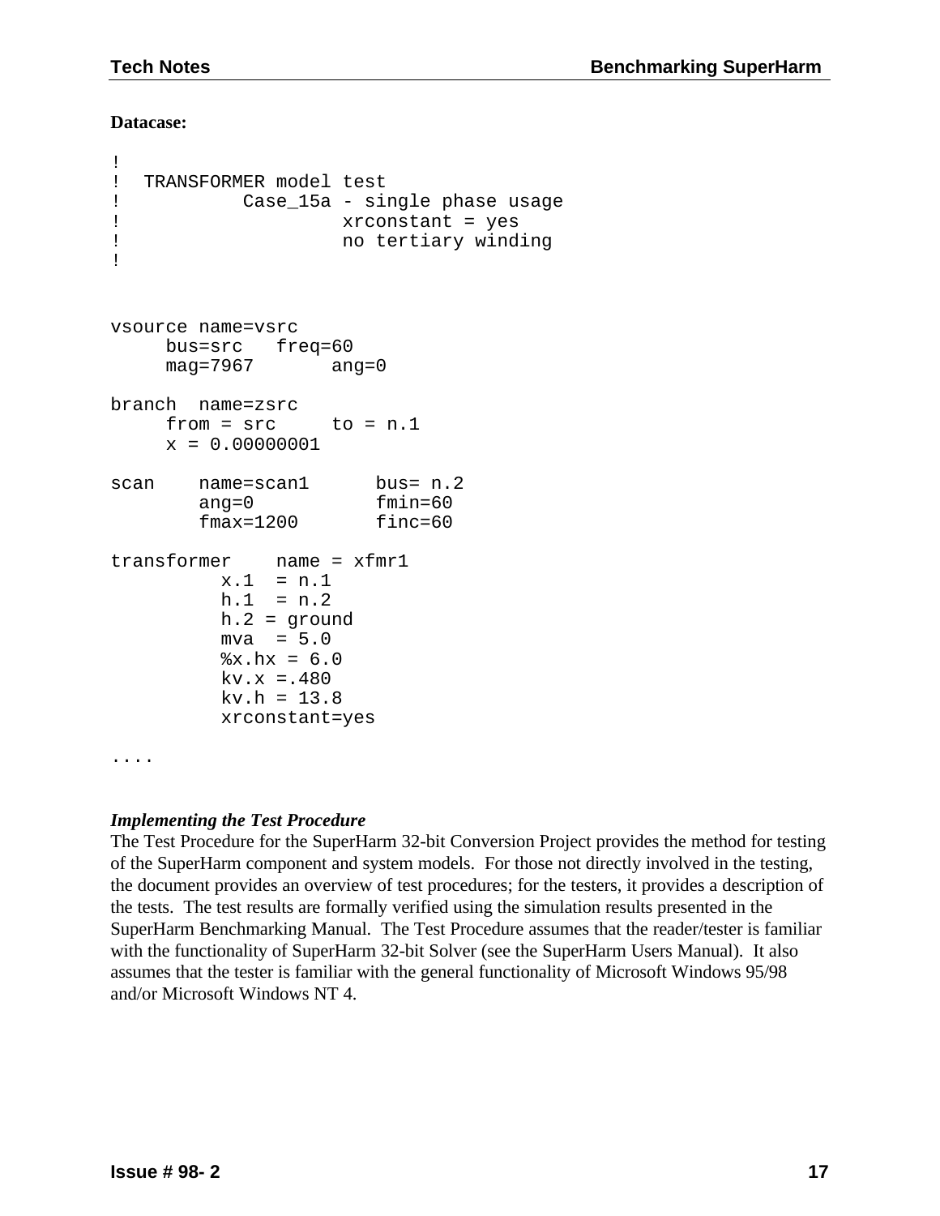**Datacase:**

```
!
!  TRANSFORMER model test
!           Case_15a - single phase usage
!                     xrconstant = yes
!                     no tertiary winding
!


vsource name=vsrc
     bus=src   freq=60
     mag=7967       ang=0

branch  name=zsrc
     from = src     to = n.1
     x = 0.00000001

scan    name=scan1      bus= n.2
        ang=0           fmin=60
        fmax=1200       finc=60

transformer    name = xfmr1
          x.1  = n.1
          h.1  = n.2
          h.2 = ground
          mva  = 5.0
          %x.hx = 6.0
          kv.x =.480
          kv.h = 13.8
          xrconstant=yes

....
```

***Implementing the Test Procedure***

The Test Procedure for the SuperHarm 32-bit Conversion Project provides the method for testing of the SuperHarm component and system models. For those not directly involved in the testing, the document provides an overview of test procedures; for the testers, it provides a description of the tests. The test results are formally verified using the simulation results presented in the SuperHarm Benchmarking Manual. The Test Procedure assumes that the reader/tester is familiar with the functionality of SuperHarm 32-bit Solver (see the SuperHarm Users Manual). It also assumes that the tester is familiar with the general functionality of Microsoft Windows 95/98 and/or Microsoft Windows NT 4.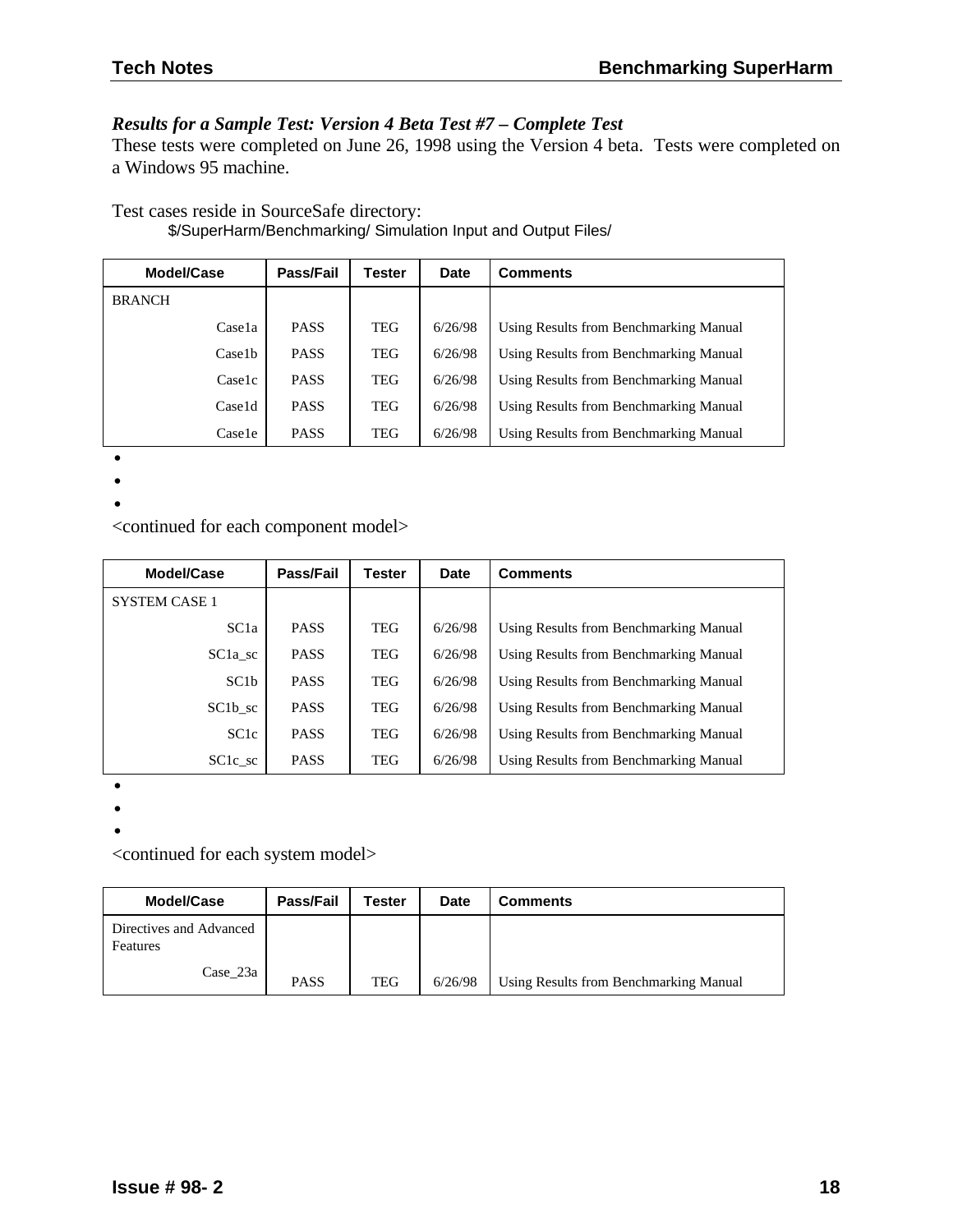### *Results for a Sample Test: Version 4 Beta Test #7 – Complete Test*

These tests were completed on June 26, 1998 using the Version 4 beta. Tests were completed on a Windows 95 machine.

Test cases reside in SourceSafe directory:

$/SuperHarm/Benchmarking/ Simulation Input and Output Files/

| Model/Case | Pass/Fail | Tester | Date | Comments |
|---|---|---|---|---|
| BRANCH | | | | |
| Case1a | PASS | TEG | 6/26/98 | Using Results from Benchmarking Manual |
| Case1b | PASS | TEG | 6/26/98 | Using Results from Benchmarking Manual |
| Case1c | PASS | TEG | 6/26/98 | Using Results from Benchmarking Manual |
| Case1d | PASS | TEG | 6/26/98 | Using Results from Benchmarking Manual |
| Case1e | PASS | TEG | 6/26/98 | Using Results from Benchmarking Manual |

•
•
•

<continued for each component model>

| Model/Case | Pass/Fail | Tester | Date | Comments |
|---|---|---|---|---|
| SYSTEM CASE 1 | | | | |
| SC1a | PASS | TEG | 6/26/98 | Using Results from Benchmarking Manual |
| SC1a_sc | PASS | TEG | 6/26/98 | Using Results from Benchmarking Manual |
| SC1b | PASS | TEG | 6/26/98 | Using Results from Benchmarking Manual |
| SC1b_sc | PASS | TEG | 6/26/98 | Using Results from Benchmarking Manual |
| SC1c | PASS | TEG | 6/26/98 | Using Results from Benchmarking Manual |
| SC1c_sc | PASS | TEG | 6/26/98 | Using Results from Benchmarking Manual |

•
•
•

<continued for each system model>

| Model/Case | Pass/Fail | Tester | Date | Comments |
|---|---|---|---|---|
| Directives and Advanced Features | | | | |
| Case_23a | PASS | TEG | 6/26/98 | Using Results from Benchmarking Manual |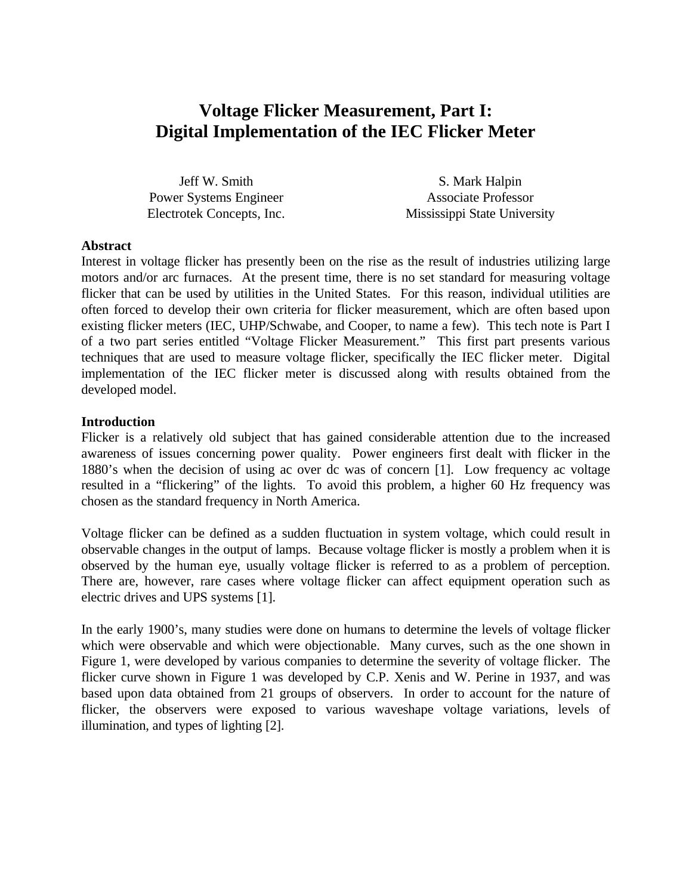# Voltage Flicker Measurement, Part I:
# Digital Implementation of the IEC Flicker Meter

Jeff W. Smith
Power Systems Engineer
Electrotek Concepts, Inc.

S. Mark Halpin
Associate Professor
Mississippi State University

**Abstract**

Interest in voltage flicker has presently been on the rise as the result of industries utilizing large motors and/or arc furnaces. At the present time, there is no set standard for measuring voltage flicker that can be used by utilities in the United States. For this reason, individual utilities are often forced to develop their own criteria for flicker measurement, which are often based upon existing flicker meters (IEC, UHP/Schwabe, and Cooper, to name a few). This tech note is Part I of a two part series entitled "Voltage Flicker Measurement." This first part presents various techniques that are used to measure voltage flicker, specifically the IEC flicker meter. Digital implementation of the IEC flicker meter is discussed along with results obtained from the developed model.

**Introduction**

Flicker is a relatively old subject that has gained considerable attention due to the increased awareness of issues concerning power quality. Power engineers first dealt with flicker in the 1880's when the decision of using ac over dc was of concern [1]. Low frequency ac voltage resulted in a "flickering" of the lights. To avoid this problem, a higher 60 Hz frequency was chosen as the standard frequency in North America.

Voltage flicker can be defined as a sudden fluctuation in system voltage, which could result in observable changes in the output of lamps. Because voltage flicker is mostly a problem when it is observed by the human eye, usually voltage flicker is referred to as a problem of perception. There are, however, rare cases where voltage flicker can affect equipment operation such as electric drives and UPS systems [1].

In the early 1900's, many studies were done on humans to determine the levels of voltage flicker which were observable and which were objectionable. Many curves, such as the one shown in Figure 1, were developed by various companies to determine the severity of voltage flicker. The flicker curve shown in Figure 1 was developed by C.P. Xenis and W. Perine in 1937, and was based upon data obtained from 21 groups of observers. In order to account for the nature of flicker, the observers were exposed to various waveshape voltage variations, levels of illumination, and types of lighting [2].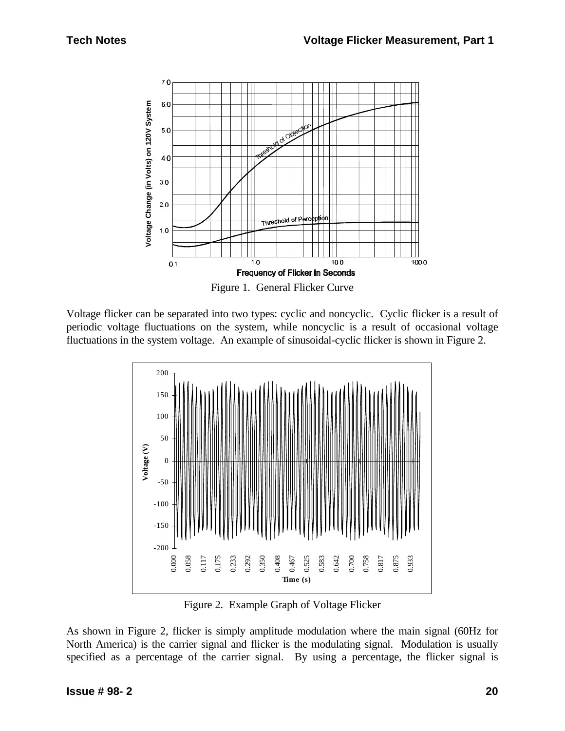Figure 1. General Flicker Curve

Voltage flicker can be separated into two types: cyclic and noncyclic. Cyclic flicker is a result of periodic voltage fluctuations on the system, while noncyclic is a result of occasional voltage fluctuations in the system voltage. An example of sinusoidal-cyclic flicker is shown in Figure 2.

Figure 2. Example Graph of Voltage Flicker

As shown in Figure 2, flicker is simply amplitude modulation where the main signal (60Hz for North America) is the carrier signal and flicker is the modulating signal. Modulation is usually specified as a percentage of the carrier signal. By using a percentage, the flicker signal is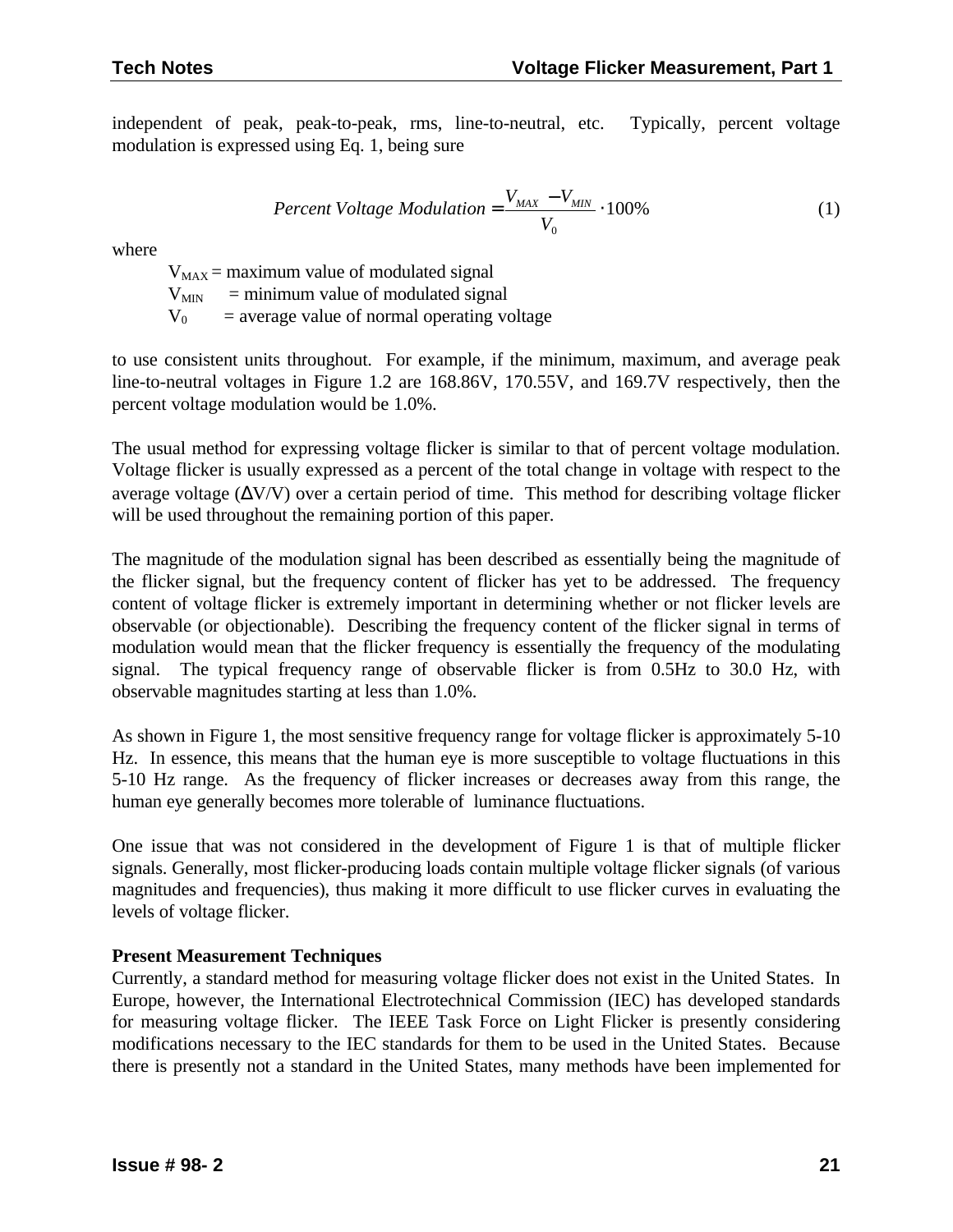independent of peak, peak-to-peak, rms, line-to-neutral, etc. Typically, percent voltage modulation is expressed using Eq. 1, being sure

$$Percent\ Voltage\ Modulation = \frac{V_{MAX} - V_{MIN}}{V_0} \cdot 100\% \qquad (1)$$

where

- $V_{MAX}$ = maximum value of modulated signal
- $V_{MIN}$ = minimum value of modulated signal
- $V_0$ = average value of normal operating voltage

to use consistent units throughout. For example, if the minimum, maximum, and average peak line-to-neutral voltages in Figure 1.2 are 168.86V, 170.55V, and 169.7V respectively, then the percent voltage modulation would be 1.0%.

The usual method for expressing voltage flicker is similar to that of percent voltage modulation. Voltage flicker is usually expressed as a percent of the total change in voltage with respect to the average voltage ($\Delta V/V$) over a certain period of time. This method for describing voltage flicker will be used throughout the remaining portion of this paper.

The magnitude of the modulation signal has been described as essentially being the magnitude of the flicker signal, but the frequency content of flicker has yet to be addressed. The frequency content of voltage flicker is extremely important in determining whether or not flicker levels are observable (or objectionable). Describing the frequency content of the flicker signal in terms of modulation would mean that the flicker frequency is essentially the frequency of the modulating signal. The typical frequency range of observable flicker is from 0.5Hz to 30.0 Hz, with observable magnitudes starting at less than 1.0%.

As shown in Figure 1, the most sensitive frequency range for voltage flicker is approximately 5-10 Hz. In essence, this means that the human eye is more susceptible to voltage fluctuations in this 5-10 Hz range. As the frequency of flicker increases or decreases away from this range, the human eye generally becomes more tolerable of luminance fluctuations.

One issue that was not considered in the development of Figure 1 is that of multiple flicker signals. Generally, most flicker-producing loads contain multiple voltage flicker signals (of various magnitudes and frequencies), thus making it more difficult to use flicker curves in evaluating the levels of voltage flicker.

**Present Measurement Techniques**

Currently, a standard method for measuring voltage flicker does not exist in the United States. In Europe, however, the International Electrotechnical Commission (IEC) has developed standards for measuring voltage flicker. The IEEE Task Force on Light Flicker is presently considering modifications necessary to the IEC standards for them to be used in the United States. Because there is presently not a standard in the United States, many methods have been implemented for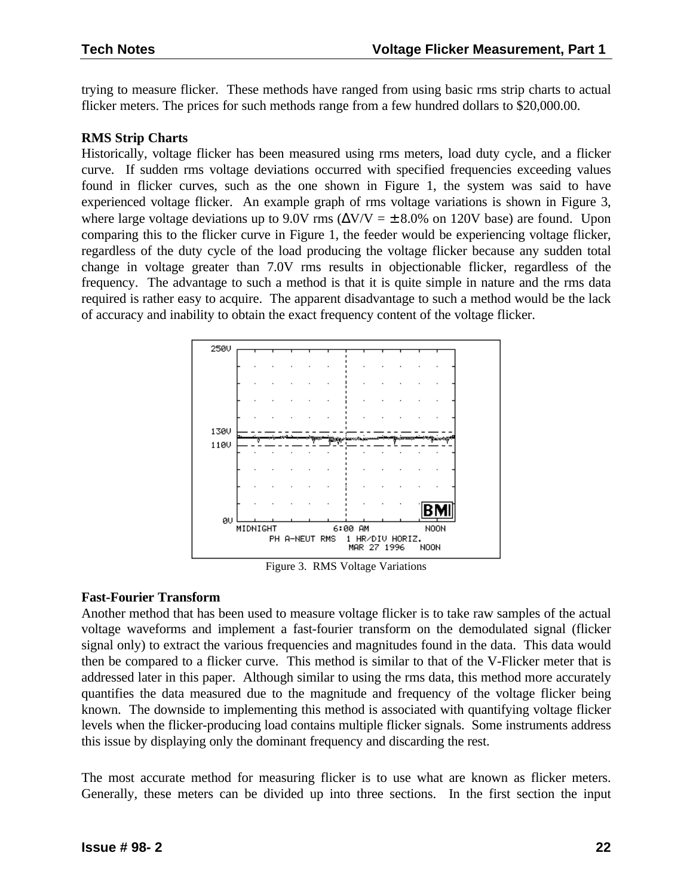trying to measure flicker. These methods have ranged from using basic rms strip charts to actual flicker meters. The prices for such methods range from a few hundred dollars to $20,000.00.

**RMS Strip Charts**

Historically, voltage flicker has been measured using rms meters, load duty cycle, and a flicker curve. If sudden rms voltage deviations occurred with specified frequencies exceeding values found in flicker curves, such as the one shown in Figure 1, the system was said to have experienced voltage flicker. An example graph of rms voltage variations is shown in Figure 3, where large voltage deviations up to 9.0V rms ($\Delta V/V = \pm 8.0\%$ on 120V base) are found. Upon comparing this to the flicker curve in Figure 1, the feeder would be experiencing voltage flicker, regardless of the duty cycle of the load producing the voltage flicker because any sudden total change in voltage greater than 7.0V rms results in objectionable flicker, regardless of the frequency. The advantage to such a method is that it is quite simple in nature and the rms data required is rather easy to acquire. The apparent disadvantage to such a method would be the lack of accuracy and inability to obtain the exact frequency content of the voltage flicker.

Figure 3. RMS Voltage Variations

**Fast-Fourier Transform**

Another method that has been used to measure voltage flicker is to take raw samples of the actual voltage waveforms and implement a fast-fourier transform on the demodulated signal (flicker signal only) to extract the various frequencies and magnitudes found in the data. This data would then be compared to a flicker curve. This method is similar to that of the V-Flicker meter that is addressed later in this paper. Although similar to using the rms data, this method more accurately quantifies the data measured due to the magnitude and frequency of the voltage flicker being known. The downside to implementing this method is associated with quantifying voltage flicker levels when the flicker-producing load contains multiple flicker signals. Some instruments address this issue by displaying only the dominant frequency and discarding the rest.

The most accurate method for measuring flicker is to use what are known as flicker meters. Generally, these meters can be divided up into three sections. In the first section the input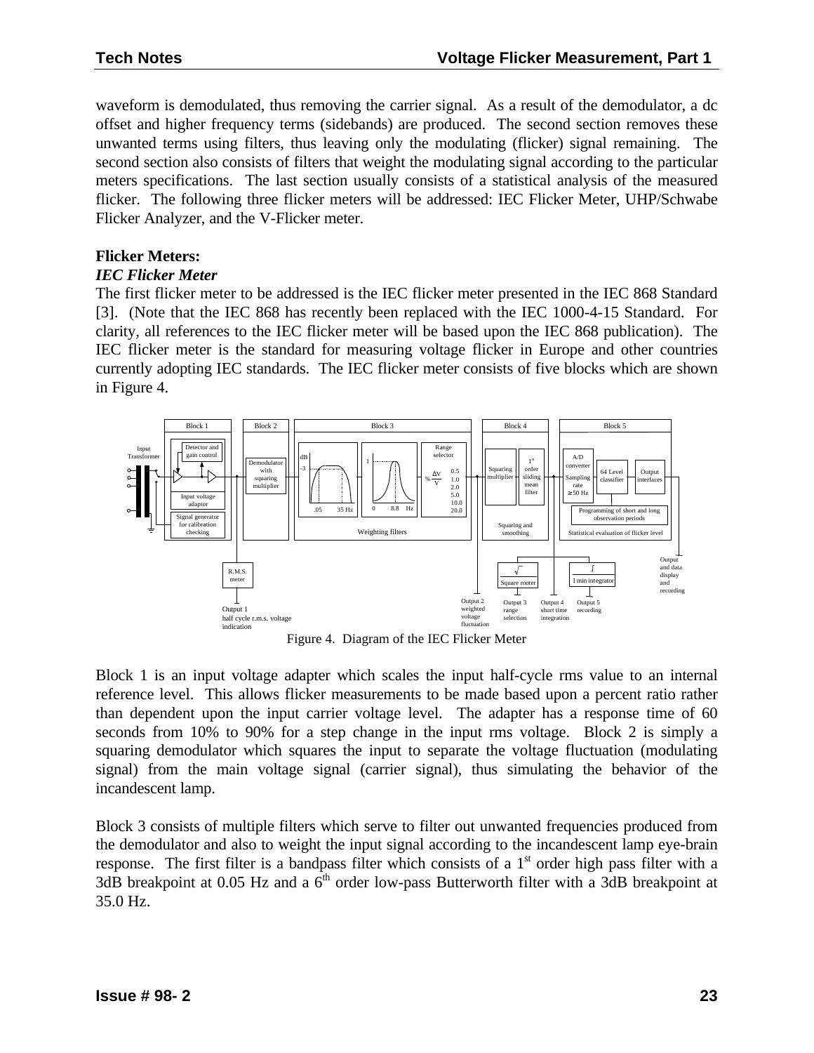waveform is demodulated, thus removing the carrier signal. As a result of the demodulator, a dc offset and higher frequency terms (sidebands) are produced. The second section removes these unwanted terms using filters, thus leaving only the modulating (flicker) signal remaining. The second section also consists of filters that weight the modulating signal according to the particular meters specifications. The last section usually consists of a statistical analysis of the measured flicker. The following three flicker meters will be addressed: IEC Flicker Meter, UHP/Schwabe Flicker Analyzer, and the V-Flicker meter.

**Flicker Meters:**

***IEC Flicker Meter***

The first flicker meter to be addressed is the IEC flicker meter presented in the IEC 868 Standard [3]. (Note that the IEC 868 has recently been replaced with the IEC 1000-4-15 Standard. For clarity, all references to the IEC flicker meter will be based upon the IEC 868 publication). The IEC flicker meter is the standard for measuring voltage flicker in Europe and other countries currently adopting IEC standards. The IEC flicker meter consists of five blocks which are shown in Figure 4.

Figure 4. Diagram of the IEC Flicker Meter

Block 1 is an input voltage adapter which scales the input half-cycle rms value to an internal reference level. This allows flicker measurements to be made based upon a percent ratio rather than dependent upon the input carrier voltage level. The adapter has a response time of 60 seconds from 10% to 90% for a step change in the input rms voltage. Block 2 is simply a squaring demodulator which squares the input to separate the voltage fluctuation (modulating signal) from the main voltage signal (carrier signal), thus simulating the behavior of the incandescent lamp.

Block 3 consists of multiple filters which serve to filter out unwanted frequencies produced from the demodulator and also to weight the input signal according to the incandescent lamp eye-brain response. The first filter is a bandpass filter which consists of a 1st order high pass filter with a 3dB breakpoint at 0.05 Hz and a 6th order low-pass Butterworth filter with a 3dB breakpoint at 35.0 Hz.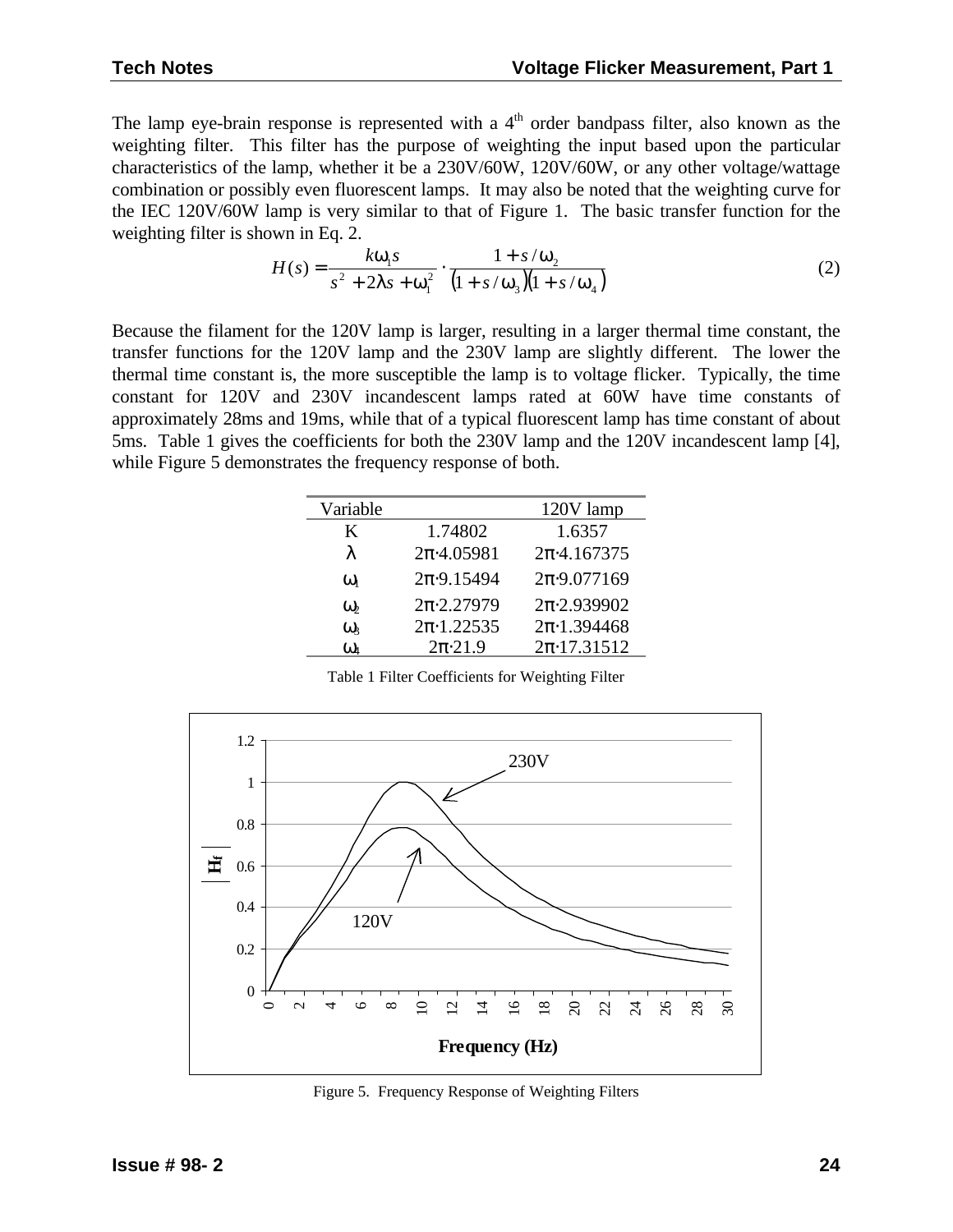The lamp eye-brain response is represented with a 4th order bandpass filter, also known as the weighting filter. This filter has the purpose of weighting the input based upon the particular characteristics of the lamp, whether it be a 230V/60W, 120V/60W, or any other voltage/wattage combination or possibly even fluorescent lamps. It may also be noted that the weighting curve for the IEC 120V/60W lamp is very similar to that of Figure 1. The basic transfer function for the weighting filter is shown in Eq. 2.

$$H(s) = \frac{k\omega_1 s}{s^2 + 2\lambda s + \omega_1^2} \cdot \frac{1 + s/\omega_2}{(1 + s/\omega_3)(1 + s/\omega_4)} \tag{2}$$

Because the filament for the 120V lamp is larger, resulting in a larger thermal time constant, the transfer functions for the 120V lamp and the 230V lamp are slightly different. The lower the thermal time constant is, the more susceptible the lamp is to voltage flicker. Typically, the time constant for 120V and 230V incandescent lamps rated at 60W have time constants of approximately 28ms and 19ms, while that of a typical fluorescent lamp has time constant of about 5ms. Table 1 gives the coefficients for both the 230V lamp and the 120V incandescent lamp [4], while Figure 5 demonstrates the frequency response of both.

| Variable | | 120V lamp |
|---|---|---|
| K | 1.74802 | 1.6357 |
| $\lambda$ | $2\pi \cdot 4.05981$ | $2\pi \cdot 4.167375$ |
| $\omega_1$ | $2\pi \cdot 9.15494$ | $2\pi \cdot 9.077169$ |
| $\omega_2$ | $2\pi \cdot 2.27979$ | $2\pi \cdot 2.939902$ |
| $\omega_3$ | $2\pi \cdot 1.22535$ | $2\pi \cdot 1.394468$ |
| $\omega_4$ | $2\pi \cdot 21.9$ | $2\pi \cdot 17.31512$ |

Table 1 Filter Coefficients for Weighting Filter

Figure 5. Frequency Response of Weighting Filters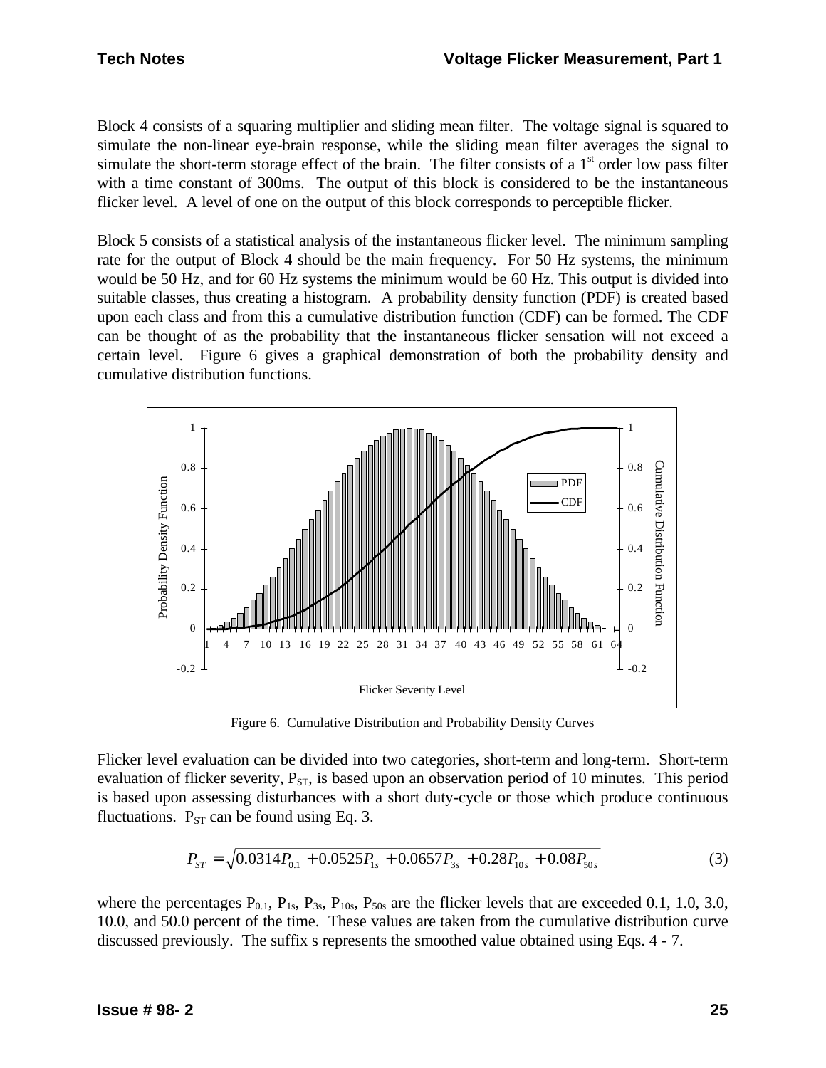Block 4 consists of a squaring multiplier and sliding mean filter. The voltage signal is squared to simulate the non-linear eye-brain response, while the sliding mean filter averages the signal to simulate the short-term storage effect of the brain. The filter consists of a 1st order low pass filter with a time constant of 300ms. The output of this block is considered to be the instantaneous flicker level. A level of one on the output of this block corresponds to perceptible flicker.

Block 5 consists of a statistical analysis of the instantaneous flicker level. The minimum sampling rate for the output of Block 4 should be the main frequency. For 50 Hz systems, the minimum would be 50 Hz, and for 60 Hz systems the minimum would be 60 Hz. This output is divided into suitable classes, thus creating a histogram. A probability density function (PDF) is created based upon each class and from this a cumulative distribution function (CDF) can be formed. The CDF can be thought of as the probability that the instantaneous flicker sensation will not exceed a certain level. Figure 6 gives a graphical demonstration of both the probability density and cumulative distribution functions.

Figure 6. Cumulative Distribution and Probability Density Curves

Flicker level evaluation can be divided into two categories, short-term and long-term. Short-term evaluation of flicker severity, $P_{ST}$, is based upon an observation period of 10 minutes. This period is based upon assessing disturbances with a short duty-cycle or those which produce continuous fluctuations. $P_{ST}$ can be found using Eq. 3.

$$P_{ST} = \sqrt{0.0314P_{0.1} + 0.0525P_{1s} + 0.0657P_{3s} + 0.28P_{10s} + 0.08P_{50s}} \tag{3}$$

where the percentages $P_{0.1}$, $P_{1s}$, $P_{3s}$, $P_{10s}$, $P_{50s}$ are the flicker levels that are exceeded 0.1, 1.0, 3.0, 10.0, and 50.0 percent of the time. These values are taken from the cumulative distribution curve discussed previously. The suffix s represents the smoothed value obtained using Eqs. 4 - 7.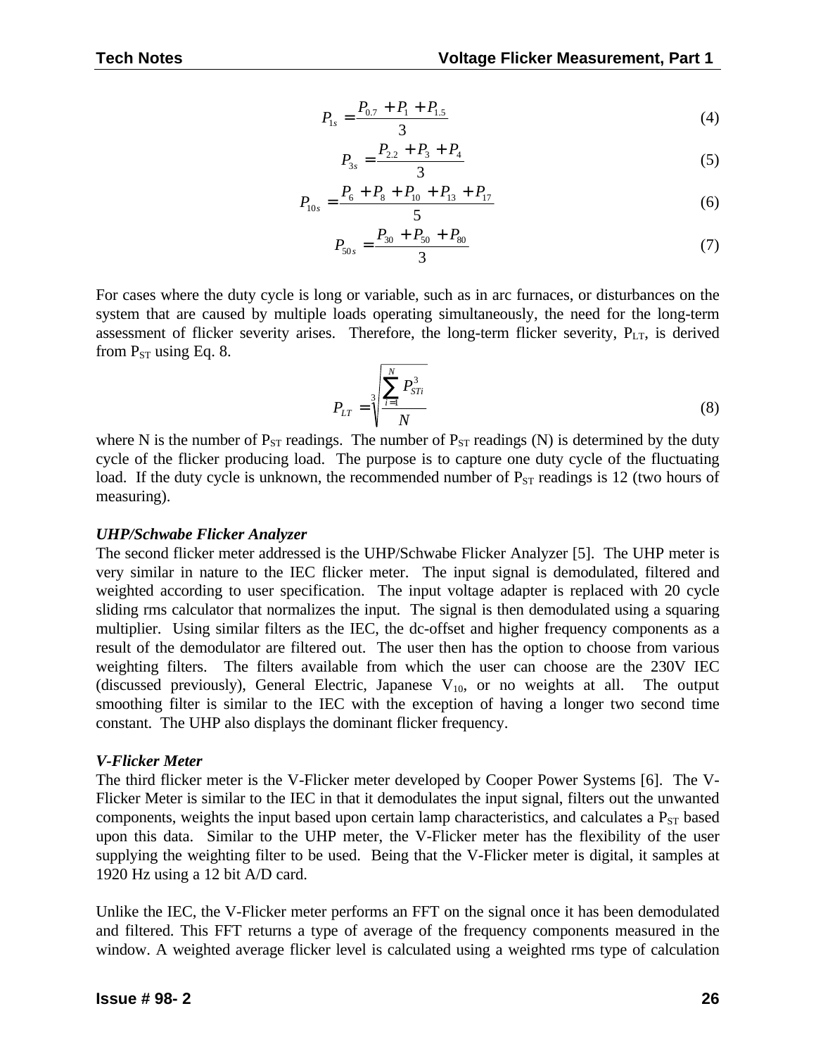$$P_{1s} = \frac{P_{0.7} + P_1 + P_{1.5}}{3} \tag{4}$$

$$P_{3s} = \frac{P_{2.2} + P_3 + P_4}{3} \tag{5}$$

$$P_{10s} = \frac{P_6 + P_8 + P_{10} + P_{13} + P_{17}}{5} \tag{6}$$

$$P_{50s} = \frac{P_{30} + P_{50} + P_{80}}{3} \tag{7}$$

For cases where the duty cycle is long or variable, such as in arc furnaces, or disturbances on the system that are caused by multiple loads operating simultaneously, the need for the long-term assessment of flicker severity arises. Therefore, the long-term flicker severity, $P_{LT}$, is derived from $P_{ST}$ using Eq. 8.

$$P_{LT} = \sqrt[3]{\frac{\sum_{i=1}^{N} P_{STi}^3}{N}} \tag{8}$$

where N is the number of $P_{ST}$ readings. The number of $P_{ST}$ readings (N) is determined by the duty cycle of the flicker producing load. The purpose is to capture one duty cycle of the fluctuating load. If the duty cycle is unknown, the recommended number of $P_{ST}$ readings is 12 (two hours of measuring).

### *UHP/Schwabe Flicker Analyzer*

The second flicker meter addressed is the UHP/Schwabe Flicker Analyzer [5]. The UHP meter is very similar in nature to the IEC flicker meter. The input signal is demodulated, filtered and weighted according to user specification. The input voltage adapter is replaced with 20 cycle sliding rms calculator that normalizes the input. The signal is then demodulated using a squaring multiplier. Using similar filters as the IEC, the dc-offset and higher frequency components as a result of the demodulator are filtered out. The user then has the option to choose from various weighting filters. The filters available from which the user can choose are the 230V IEC (discussed previously), General Electric, Japanese $V_{10}$, or no weights at all. The output smoothing filter is similar to the IEC with the exception of having a longer two second time constant. The UHP also displays the dominant flicker frequency.

### *V-Flicker Meter*

The third flicker meter is the V-Flicker meter developed by Cooper Power Systems [6]. The V-Flicker Meter is similar to the IEC in that it demodulates the input signal, filters out the unwanted components, weights the input based upon certain lamp characteristics, and calculates a $P_{ST}$ based upon this data. Similar to the UHP meter, the V-Flicker meter has the flexibility of the user supplying the weighting filter to be used. Being that the V-Flicker meter is digital, it samples at 1920 Hz using a 12 bit A/D card.

Unlike the IEC, the V-Flicker meter performs an FFT on the signal once it has been demodulated and filtered. This FFT returns a type of average of the frequency components measured in the window. A weighted average flicker level is calculated using a weighted rms type of calculation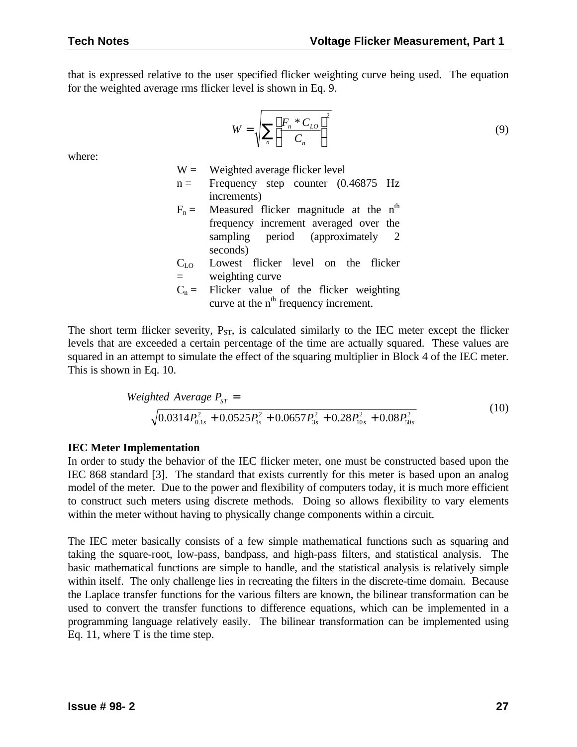that is expressed relative to the user specified flicker weighting curve being used. The equation for the weighted average rms flicker level is shown in Eq. 9.

$$W = \sqrt{\sum_{n} \left( \frac{F_n * C_{LO}}{C_n} \right)^2} \tag{9}$$

where:

- W = Weighted average flicker level
- n = Frequency step counter (0.46875 Hz increments)
- $F_n$ = Measured flicker magnitude at the n[th] frequency increment averaged over the sampling period (approximately 2 seconds)
- $C_{LO}$ = Lowest flicker level on the flicker weighting curve
- $C_n$ = Flicker value of the flicker weighting curve at the n[th] frequency increment.

The short term flicker severity, $P_{ST}$, is calculated similarly to the IEC meter except the flicker levels that are exceeded a certain percentage of the time are actually squared. These values are squared in an attempt to simulate the effect of the squaring multiplier in Block 4 of the IEC meter. This is shown in Eq. 10.

$$Weighted\ Average\ P_{ST} = \sqrt{0.0314P_{0.1s}^2 + 0.0525P_{1s}^2 + 0.0657P_{3s}^2 + 0.28P_{10s}^2 + 0.08P_{50s}^2} \tag{10}$$

**IEC Meter Implementation**

In order to study the behavior of the IEC flicker meter, one must be constructed based upon the IEC 868 standard [3]. The standard that exists currently for this meter is based upon an analog model of the meter. Due to the power and flexibility of computers today, it is much more efficient to construct such meters using discrete methods. Doing so allows flexibility to vary elements within the meter without having to physically change components within a circuit.

The IEC meter basically consists of a few simple mathematical functions such as squaring and taking the square-root, low-pass, bandpass, and high-pass filters, and statistical analysis. The basic mathematical functions are simple to handle, and the statistical analysis is relatively simple within itself. The only challenge lies in recreating the filters in the discrete-time domain. Because the Laplace transfer functions for the various filters are known, the bilinear transformation can be used to convert the transfer functions to difference equations, which can be implemented in a programming language relatively easily. The bilinear transformation can be implemented using Eq. 11, where T is the time step.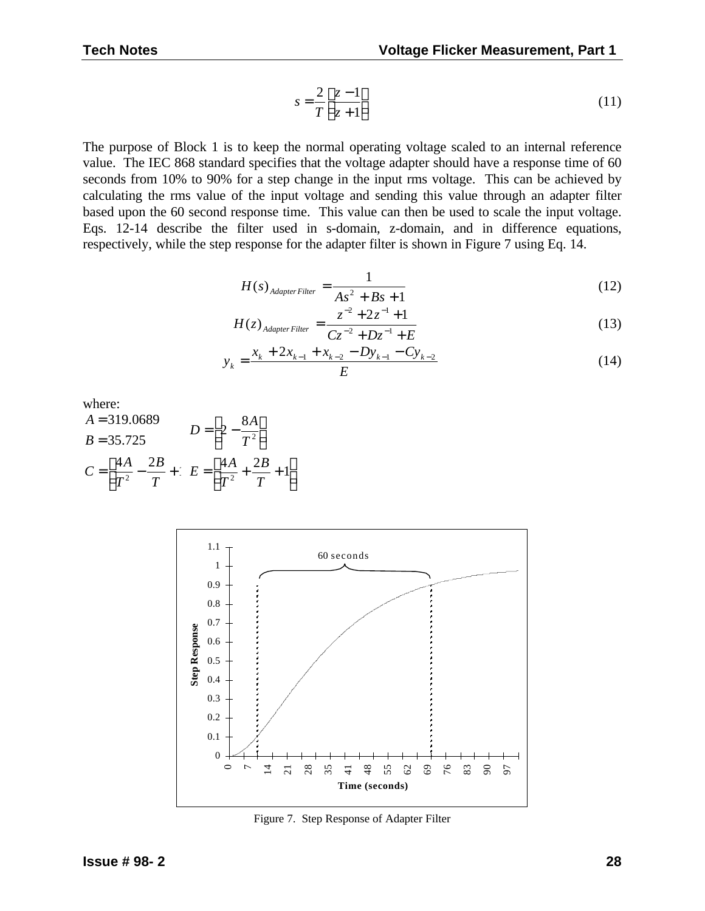$$s = \frac{2}{T}\left(\frac{z-1}{z+1}\right) \tag{11}$$

The purpose of Block 1 is to keep the normal operating voltage scaled to an internal reference value. The IEC 868 standard specifies that the voltage adapter should have a response time of 60 seconds from 10% to 90% for a step change in the input rms voltage. This can be achieved by calculating the rms value of the input voltage and sending this value through an adapter filter based upon the 60 second response time. This value can then be used to scale the input voltage. Eqs. 12-14 describe the filter used in s-domain, z-domain, and in difference equations, respectively, while the step response for the adapter filter is shown in Figure 7 using Eq. 14.

$$H(s)_{Adapter\,Filter} = \frac{1}{As^2 + Bs + 1} \tag{12}$$

$$H(z)_{Adapter\,Filter} = \frac{z^{-2} + 2z^{-1} + 1}{Cz^{-2} + Dz^{-1} + E} \tag{13}$$

$$y_k = \frac{x_k + 2x_{k-1} + x_{k-2} - Dy_{k-1} - Cy_{k-2}}{E} \tag{14}$$

where:

$A = 319.0689$

$B = 35.725$

$C = \left(\frac{4A}{T^2} - \frac{2B}{T} + 1\right)$

$D = \left(2 - \frac{8A}{T^2}\right)$

$E = \left(\frac{4A}{T^2} + \frac{2B}{T} + 1\right)$

Figure 7. Step Response of Adapter Filter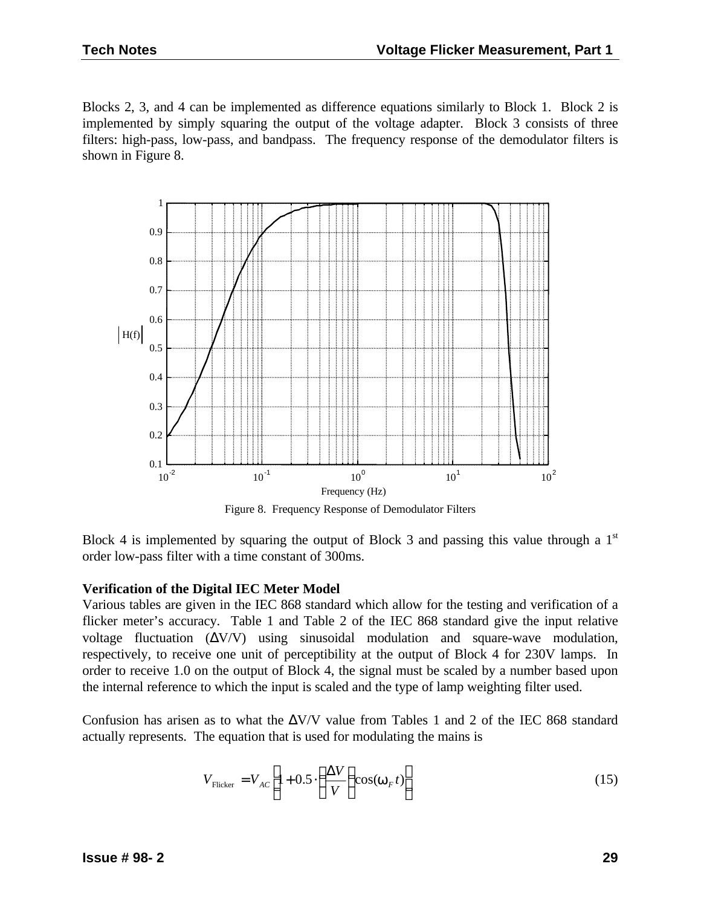Blocks 2, 3, and 4 can be implemented as difference equations similarly to Block 1. Block 2 is implemented by simply squaring the output of the voltage adapter. Block 3 consists of three filters: high-pass, low-pass, and bandpass. The frequency response of the demodulator filters is shown in Figure 8.

Figure 8. Frequency Response of Demodulator Filters

Block 4 is implemented by squaring the output of Block 3 and passing this value through a 1st order low-pass filter with a time constant of 300ms.

**Verification of the Digital IEC Meter Model**

Various tables are given in the IEC 868 standard which allow for the testing and verification of a flicker meter's accuracy. Table 1 and Table 2 of the IEC 868 standard give the input relative voltage fluctuation ($\Delta V/V$) using sinusoidal modulation and square-wave modulation, respectively, to receive one unit of perceptibility at the output of Block 4 for 230V lamps. In order to receive 1.0 on the output of Block 4, the signal must be scaled by a number based upon the internal reference to which the input is scaled and the type of lamp weighting filter used.

Confusion has arisen as to what the $\Delta V/V$ value from Tables 1 and 2 of the IEC 868 standard actually represents. The equation that is used for modulating the mains is

$$V_{\text{Flicker}} = V_{AC}\left(1 + 0.5 \cdot \left(\frac{\Delta V}{V}\right)\cos(\omega_F t)\right) \tag{15}$$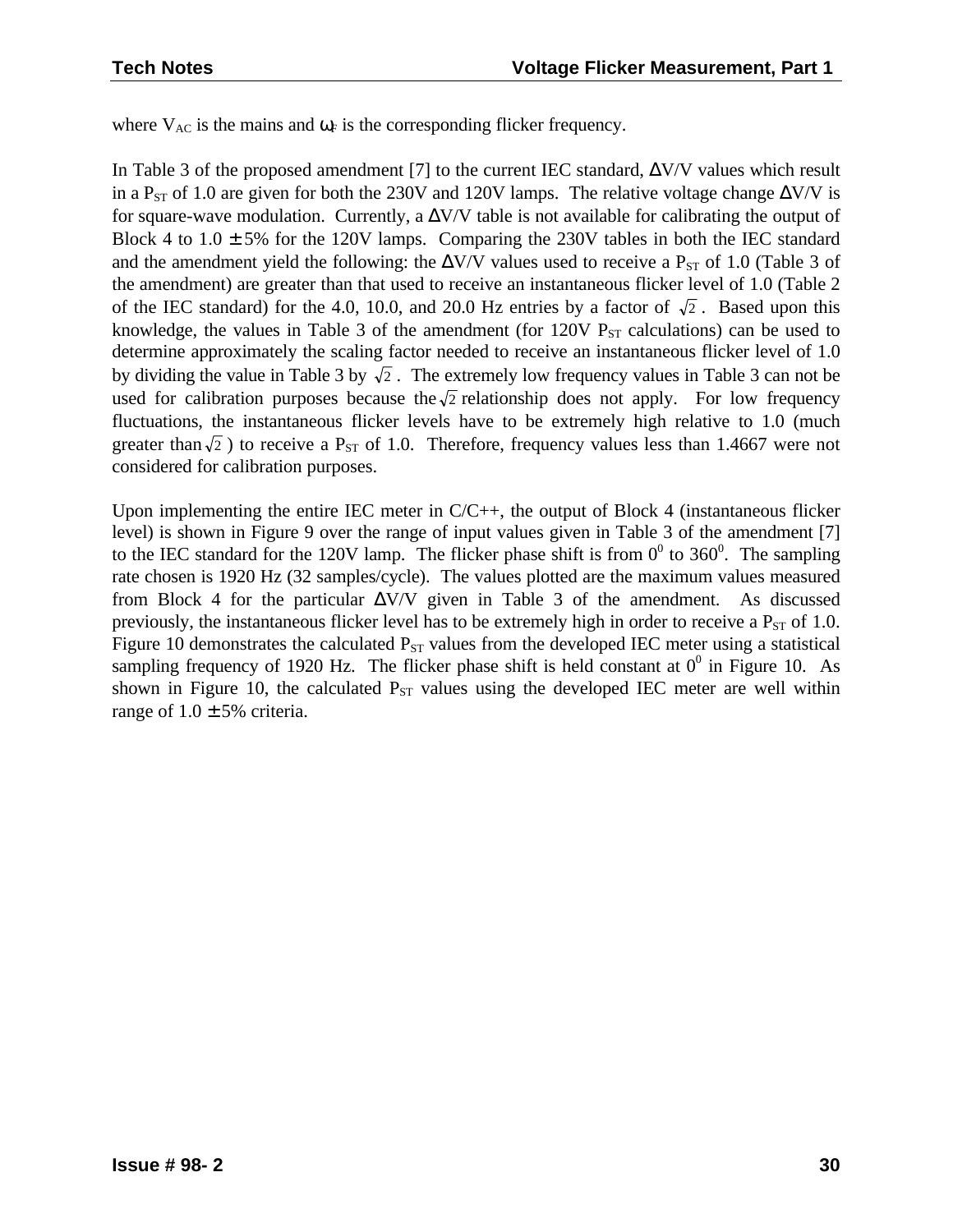where $V_{AC}$ is the mains and $\omega_F$ is the corresponding flicker frequency.

In Table 3 of the proposed amendment [7] to the current IEC standard, $\Delta V/V$ values which result in a $P_{ST}$ of 1.0 are given for both the 230V and 120V lamps. The relative voltage change $\Delta V/V$ is for square-wave modulation. Currently, a $\Delta V/V$ table is not available for calibrating the output of Block 4 to 1.0 $\pm$ 5% for the 120V lamps. Comparing the 230V tables in both the IEC standard and the amendment yield the following: the $\Delta V/V$ values used to receive a $P_{ST}$ of 1.0 (Table 3 of the amendment) are greater than that used to receive an instantaneous flicker level of 1.0 (Table 2 of the IEC standard) for the 4.0, 10.0, and 20.0 Hz entries by a factor of $\sqrt{2}$. Based upon this knowledge, the values in Table 3 of the amendment (for 120V $P_{ST}$ calculations) can be used to determine approximately the scaling factor needed to receive an instantaneous flicker level of 1.0 by dividing the value in Table 3 by $\sqrt{2}$. The extremely low frequency values in Table 3 can not be used for calibration purposes because the $\sqrt{2}$ relationship does not apply. For low frequency fluctuations, the instantaneous flicker levels have to be extremely high relative to 1.0 (much greater than $\sqrt{2}$) to receive a $P_{ST}$ of 1.0. Therefore, frequency values less than 1.4667 were not considered for calibration purposes.

Upon implementing the entire IEC meter in C/C++, the output of Block 4 (instantaneous flicker level) is shown in Figure 9 over the range of input values given in Table 3 of the amendment [7] to the IEC standard for the 120V lamp. The flicker phase shift is from $0^0$ to $360^0$. The sampling rate chosen is 1920 Hz (32 samples/cycle). The values plotted are the maximum values measured from Block 4 for the particular $\Delta V/V$ given in Table 3 of the amendment. As discussed previously, the instantaneous flicker level has to be extremely high in order to receive a $P_{ST}$ of 1.0. Figure 10 demonstrates the calculated $P_{ST}$ values from the developed IEC meter using a statistical sampling frequency of 1920 Hz. The flicker phase shift is held constant at $0^0$ in Figure 10. As shown in Figure 10, the calculated $P_{ST}$ values using the developed IEC meter are well within range of 1.0 $\pm$ 5% criteria.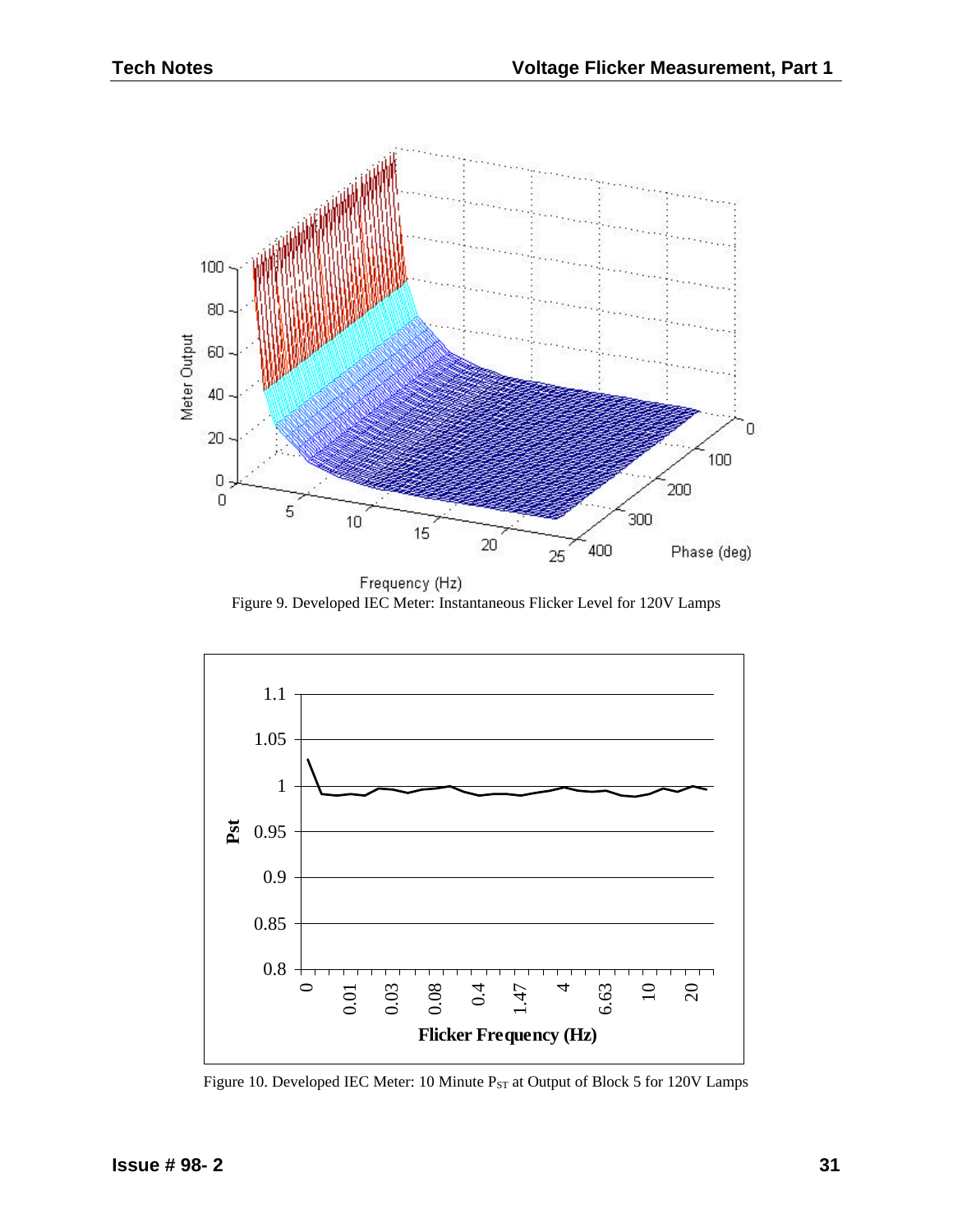Figure 9. Developed IEC Meter: Instantaneous Flicker Level for 120V Lamps

Figure 10. Developed IEC Meter: 10 Minute $P_{ST}$ at Output of Block 5 for 120V Lamps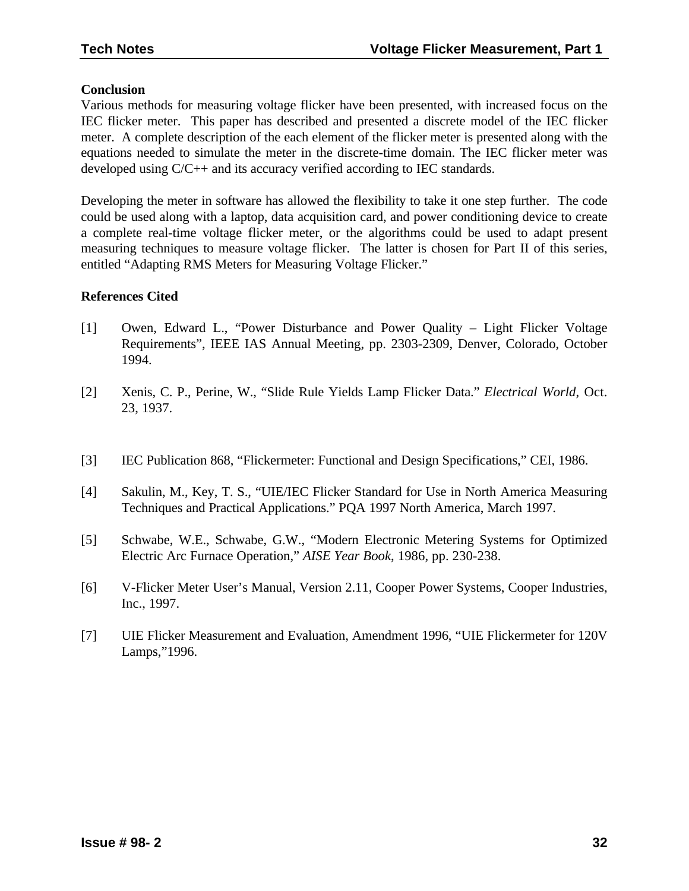**Conclusion**

Various methods for measuring voltage flicker have been presented, with increased focus on the IEC flicker meter. This paper has described and presented a discrete model of the IEC flicker meter. A complete description of the each element of the flicker meter is presented along with the equations needed to simulate the meter in the discrete-time domain. The IEC flicker meter was developed using C/C++ and its accuracy verified according to IEC standards.

Developing the meter in software has allowed the flexibility to take it one step further. The code could be used along with a laptop, data acquisition card, and power conditioning device to create a complete real-time voltage flicker meter, or the algorithms could be used to adapt present measuring techniques to measure voltage flicker. The latter is chosen for Part II of this series, entitled "Adapting RMS Meters for Measuring Voltage Flicker."

**References Cited**

[1] Owen, Edward L., "Power Disturbance and Power Quality – Light Flicker Voltage Requirements", IEEE IAS Annual Meeting, pp. 2303-2309, Denver, Colorado, October 1994.

[2] Xenis, C. P., Perine, W., "Slide Rule Yields Lamp Flicker Data." *Electrical World*, Oct. 23, 1937.

[3] IEC Publication 868, "Flickermeter: Functional and Design Specifications," CEI, 1986.

[4] Sakulin, M., Key, T. S., "UIE/IEC Flicker Standard for Use in North America Measuring Techniques and Practical Applications." PQA 1997 North America, March 1997.

[5] Schwabe, W.E., Schwabe, G.W., "Modern Electronic Metering Systems for Optimized Electric Arc Furnace Operation," *AISE Year Book*, 1986, pp. 230-238.

[6] V-Flicker Meter User's Manual, Version 2.11, Cooper Power Systems, Cooper Industries, Inc., 1997.

[7] UIE Flicker Measurement and Evaluation, Amendment 1996, "UIE Flickermeter for 120V Lamps,"1996.